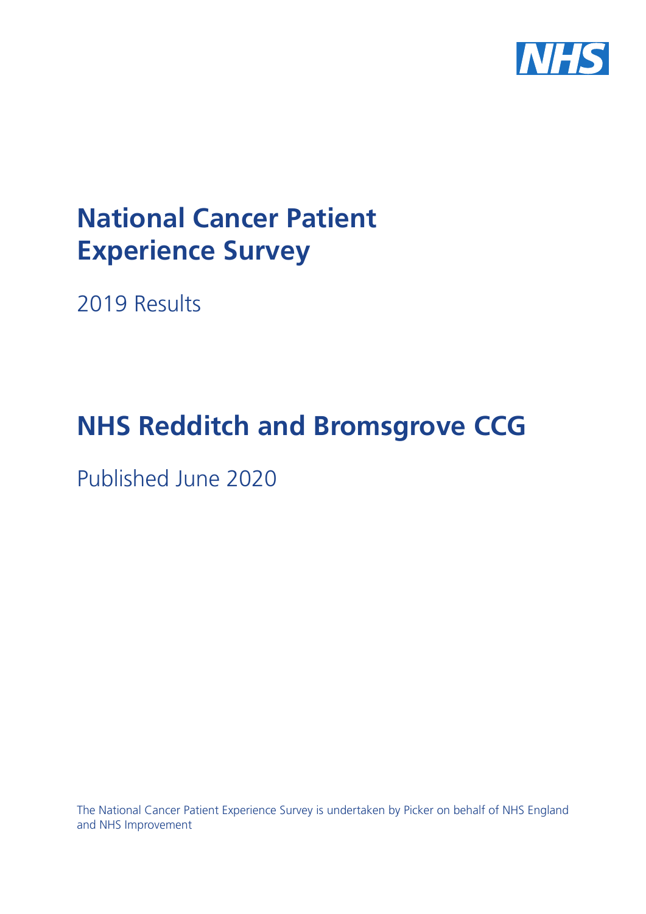# National Cancer Patient Experience Survey

2019 Results

# NHS Redditch and Bromsgrove CCG

Published June 2020

The National Cancer Patient Experience Survey is undertaken by Picker on behalf of NHS England and NHS Improvement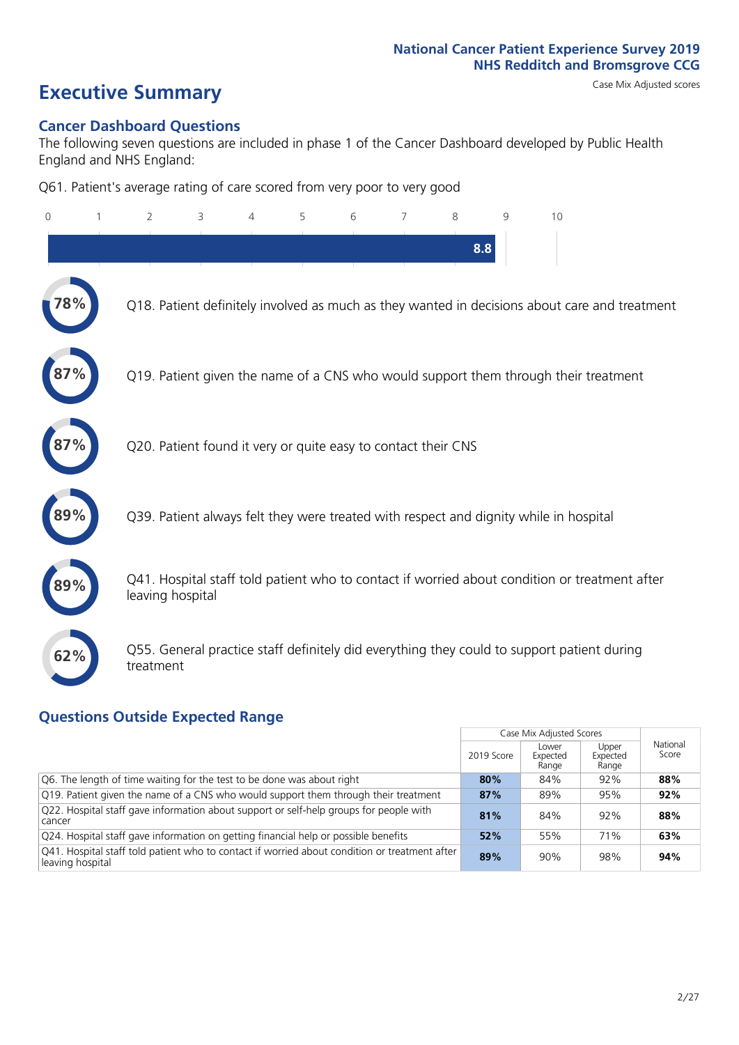# Executive Summary

Case Mix Adjusted scores

## Cancer Dashboard Questions

The following seven questions are included in phase 1 of the Cancer Dashboard developed by Public Health England and NHS England:

Q61. Patient's average rating of care scored from very poor to very good

**8.8**

78% — Q18. Patient definitely involved as much as they wanted in decisions about care and treatment

87% — Q19. Patient given the name of a CNS who would support them through their treatment

87% — Q20. Patient found it very or quite easy to contact their CNS

89% — Q39. Patient always felt they were treated with respect and dignity while in hospital

89% — Q41. Hospital staff told patient who to contact if worried about condition or treatment after leaving hospital

62% — Q55. General practice staff definitely did everything they could to support patient during treatment

## Questions Outside Expected Range

| | Case Mix Adjusted Scores | | | National Score |
|---|---|---|---|---|
| | 2019 Score | Lower Expected Range | Upper Expected Range | |
| Q6. The length of time waiting for the test to be done was about right | **80%** | 84% | 92% | **88%** |
| Q19. Patient given the name of a CNS who would support them through their treatment | **87%** | 89% | 95% | **92%** |
| Q22. Hospital staff gave information about support or self-help groups for people with cancer | **81%** | 84% | 92% | **88%** |
| Q24. Hospital staff gave information on getting financial help or possible benefits | **52%** | 55% | 71% | **63%** |
| Q41. Hospital staff told patient who to contact if worried about condition or treatment after leaving hospital | **89%** | 90% | 98% | **94%** |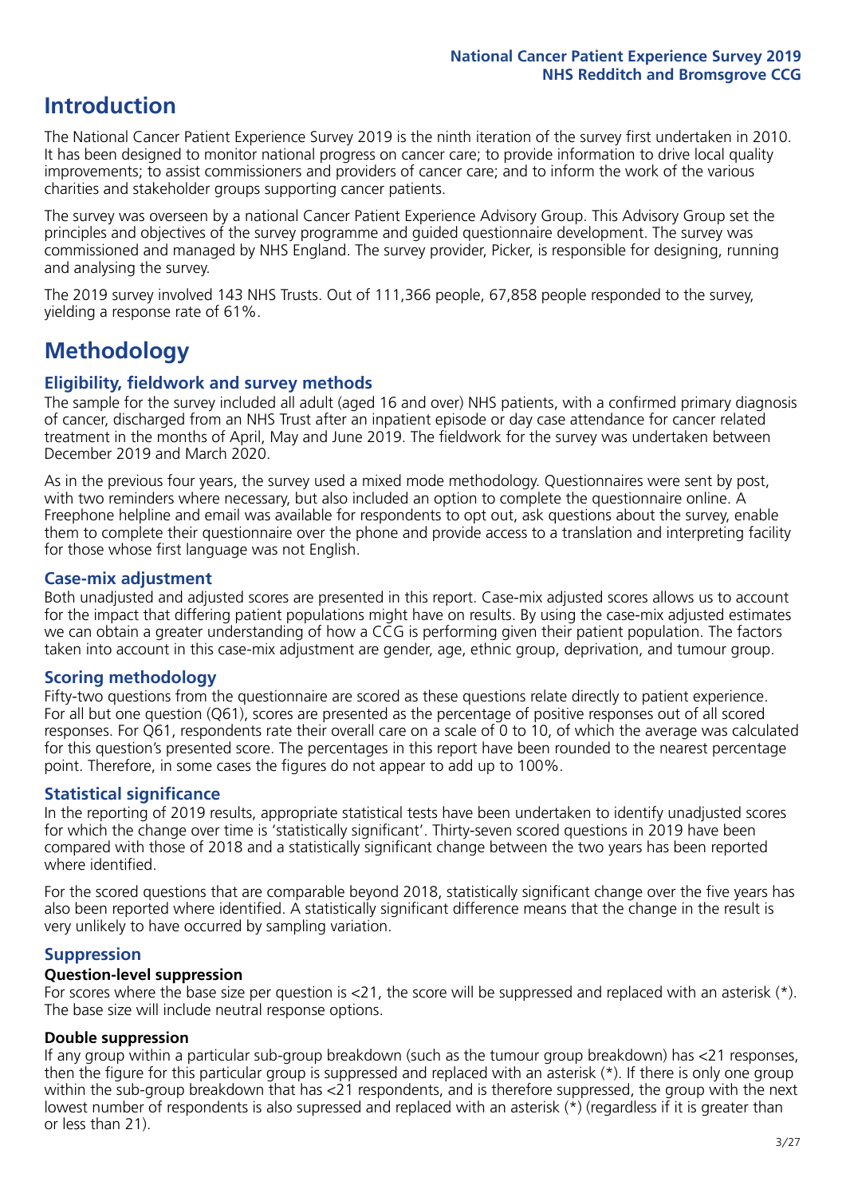# Introduction

The National Cancer Patient Experience Survey 2019 is the ninth iteration of the survey first undertaken in 2010. It has been designed to monitor national progress on cancer care; to provide information to drive local quality improvements; to assist commissioners and providers of cancer care; and to inform the work of the various charities and stakeholder groups supporting cancer patients.

The survey was overseen by a national Cancer Patient Experience Advisory Group. This Advisory Group set the principles and objectives of the survey programme and guided questionnaire development. The survey was commissioned and managed by NHS England. The survey provider, Picker, is responsible for designing, running and analysing the survey.

The 2019 survey involved 143 NHS Trusts. Out of 111,366 people, 67,858 people responded to the survey, yielding a response rate of 61%.

# Methodology

## Eligibility, fieldwork and survey methods

The sample for the survey included all adult (aged 16 and over) NHS patients, with a confirmed primary diagnosis of cancer, discharged from an NHS Trust after an inpatient episode or day case attendance for cancer related treatment in the months of April, May and June 2019. The fieldwork for the survey was undertaken between December 2019 and March 2020.

As in the previous four years, the survey used a mixed mode methodology. Questionnaires were sent by post, with two reminders where necessary, but also included an option to complete the questionnaire online. A Freephone helpline and email was available for respondents to opt out, ask questions about the survey, enable them to complete their questionnaire over the phone and provide access to a translation and interpreting facility for those whose first language was not English.

## Case-mix adjustment

Both unadjusted and adjusted scores are presented in this report. Case-mix adjusted scores allows us to account for the impact that differing patient populations might have on results. By using the case-mix adjusted estimates we can obtain a greater understanding of how a CCG is performing given their patient population. The factors taken into account in this case-mix adjustment are gender, age, ethnic group, deprivation, and tumour group.

## Scoring methodology

Fifty-two questions from the questionnaire are scored as these questions relate directly to patient experience. For all but one question (Q61), scores are presented as the percentage of positive responses out of all scored responses. For Q61, respondents rate their overall care on a scale of 0 to 10, of which the average was calculated for this question's presented score. The percentages in this report have been rounded to the nearest percentage point. Therefore, in some cases the figures do not appear to add up to 100%.

## Statistical significance

In the reporting of 2019 results, appropriate statistical tests have been undertaken to identify unadjusted scores for which the change over time is 'statistically significant'. Thirty-seven scored questions in 2019 have been compared with those of 2018 and a statistically significant change between the two years has been reported where identified.

For the scored questions that are comparable beyond 2018, statistically significant change over the five years has also been reported where identified. A statistically significant difference means that the change in the result is very unlikely to have occurred by sampling variation.

## Suppression

### Question-level suppression

For scores where the base size per question is <21, the score will be suppressed and replaced with an asterisk (*). The base size will include neutral response options.

### Double suppression

If any group within a particular sub-group breakdown (such as the tumour group breakdown) has <21 responses, then the figure for this particular group is suppressed and replaced with an asterisk (*). If there is only one group within the sub-group breakdown that has <21 respondents, and is therefore suppressed, the group with the next lowest number of respondents is also supressed and replaced with an asterisk (*) (regardless if it is greater than or less than 21).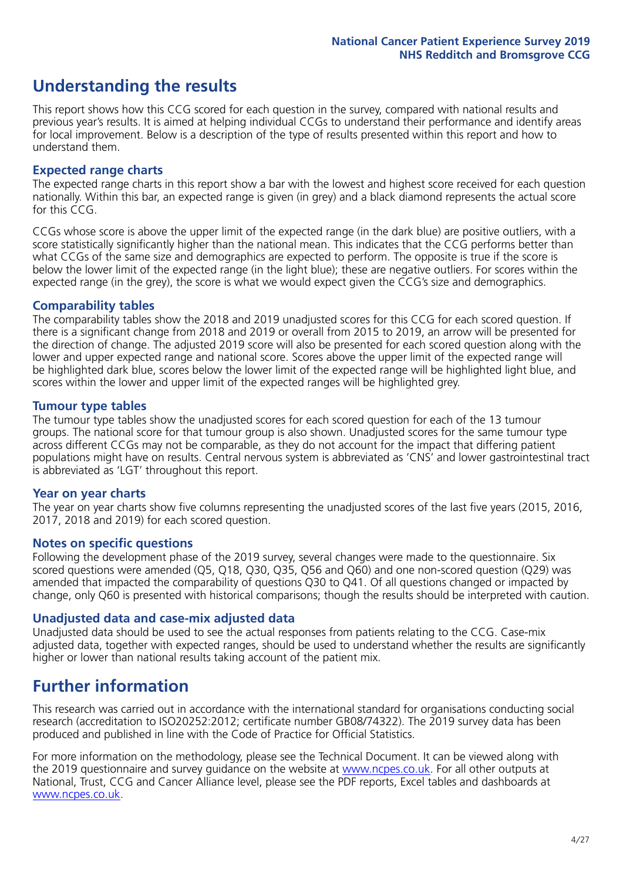# Understanding the results

This report shows how this CCG scored for each question in the survey, compared with national results and previous year's results. It is aimed at helping individual CCGs to understand their performance and identify areas for local improvement. Below is a description of the type of results presented within this report and how to understand them.

## Expected range charts

The expected range charts in this report show a bar with the lowest and highest score received for each question nationally. Within this bar, an expected range is given (in grey) and a black diamond represents the actual score for this CCG.

CCGs whose score is above the upper limit of the expected range (in the dark blue) are positive outliers, with a score statistically significantly higher than the national mean. This indicates that the CCG performs better than what CCGs of the same size and demographics are expected to perform. The opposite is true if the score is below the lower limit of the expected range (in the light blue); these are negative outliers. For scores within the expected range (in the grey), the score is what we would expect given the CCG's size and demographics.

## Comparability tables

The comparability tables show the 2018 and 2019 unadjusted scores for this CCG for each scored question. If there is a significant change from 2018 and 2019 or overall from 2015 to 2019, an arrow will be presented for the direction of change. The adjusted 2019 score will also be presented for each scored question along with the lower and upper expected range and national score. Scores above the upper limit of the expected range will be highlighted dark blue, scores below the lower limit of the expected range will be highlighted light blue, and scores within the lower and upper limit of the expected ranges will be highlighted grey.

## Tumour type tables

The tumour type tables show the unadjusted scores for each scored question for each of the 13 tumour groups. The national score for that tumour group is also shown. Unadjusted scores for the same tumour type across different CCGs may not be comparable, as they do not account for the impact that differing patient populations might have on results. Central nervous system is abbreviated as 'CNS' and lower gastrointestinal tract is abbreviated as 'LGT' throughout this report.

## Year on year charts

The year on year charts show five columns representing the unadjusted scores of the last five years (2015, 2016, 2017, 2018 and 2019) for each scored question.

## Notes on specific questions

Following the development phase of the 2019 survey, several changes were made to the questionnaire. Six scored questions were amended (Q5, Q18, Q30, Q35, Q56 and Q60) and one non-scored question (Q29) was amended that impacted the comparability of questions Q30 to Q41. Of all questions changed or impacted by change, only Q60 is presented with historical comparisons; though the results should be interpreted with caution.

## Unadjusted data and case-mix adjusted data

Unadjusted data should be used to see the actual responses from patients relating to the CCG. Case-mix adjusted data, together with expected ranges, should be used to understand whether the results are significantly higher or lower than national results taking account of the patient mix.

# Further information

This research was carried out in accordance with the international standard for organisations conducting social research (accreditation to ISO20252:2012; certificate number GB08/74322). The 2019 survey data has been produced and published in line with the Code of Practice for Official Statistics.

For more information on the methodology, please see the Technical Document. It can be viewed along with the 2019 questionnaire and survey guidance on the website at www.ncpes.co.uk. For all other outputs at National, Trust, CCG and Cancer Alliance level, please see the PDF reports, Excel tables and dashboards at www.ncpes.co.uk.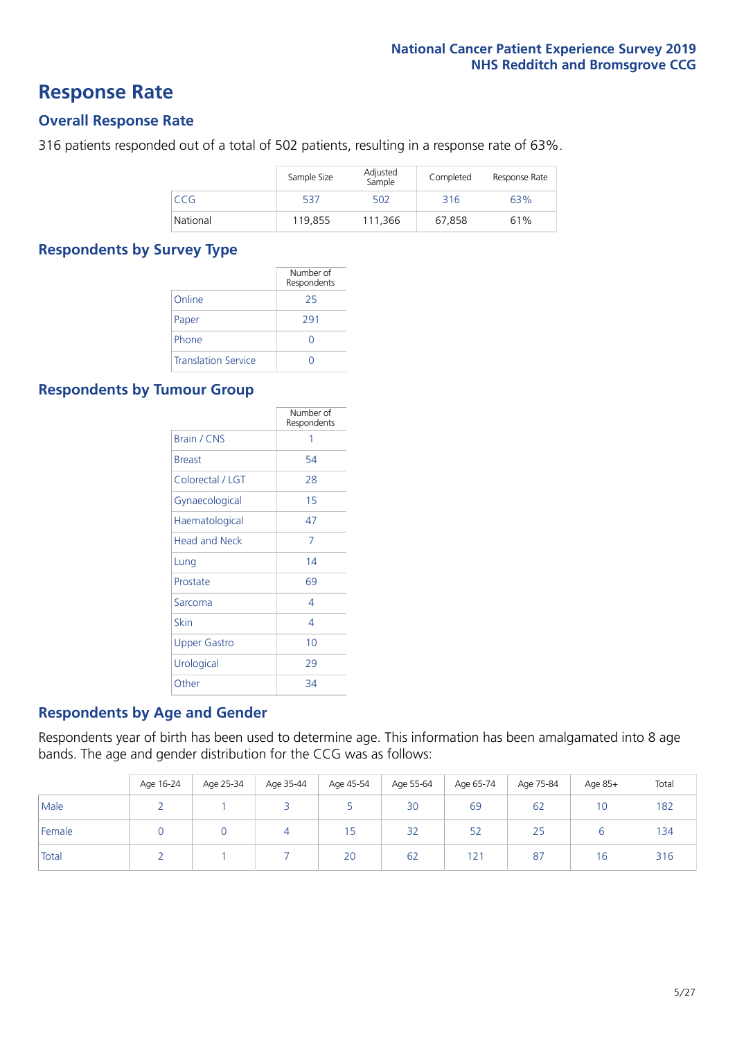# Response Rate

## Overall Response Rate

316 patients responded out of a total of 502 patients, resulting in a response rate of 63%.

| | Sample Size | Adjusted Sample | Completed | Response Rate |
|---|---|---|---|---|
| CCG | 537 | 502 | 316 | 63% |
| National | 119,855 | 111,366 | 67,858 | 61% |

## Respondents by Survey Type

| | Number of Respondents |
|---|---|
| Online | 25 |
| Paper | 291 |
| Phone | 0 |
| Translation Service | 0 |

## Respondents by Tumour Group

| | Number of Respondents |
|---|---|
| Brain / CNS | 1 |
| Breast | 54 |
| Colorectal / LGT | 28 |
| Gynaecological | 15 |
| Haematological | 47 |
| Head and Neck | 7 |
| Lung | 14 |
| Prostate | 69 |
| Sarcoma | 4 |
| Skin | 4 |
| Upper Gastro | 10 |
| Urological | 29 |
| Other | 34 |

## Respondents by Age and Gender

Respondents year of birth has been used to determine age. This information has been amalgamated into 8 age bands. The age and gender distribution for the CCG was as follows:

| | Age 16-24 | Age 25-34 | Age 35-44 | Age 45-54 | Age 55-64 | Age 65-74 | Age 75-84 | Age 85+ | Total |
|---|---|---|---|---|---|---|---|---|---|
| Male | 2 | 1 | 3 | 5 | 30 | 69 | 62 | 10 | 182 |
| Female | 0 | 0 | 4 | 15 | 32 | 52 | 25 | 6 | 134 |
| Total | 2 | 1 | 7 | 20 | 62 | 121 | 87 | 16 | 316 |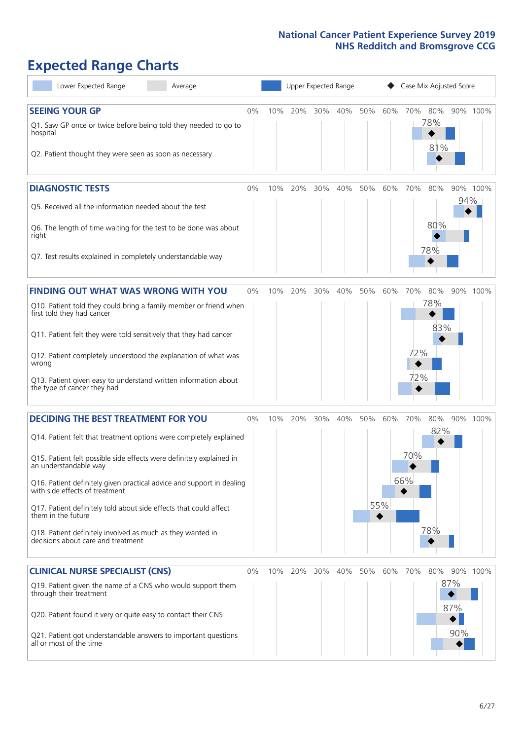## Expected Range Charts

Legend: Lower Expected Range | Average | Upper Expected Range | ◆ Case Mix Adjusted Score

### SEEING YOUR GP

| Question | Case Mix Adjusted Score |
|---|---|
| Q1. Saw GP once or twice before being told they needed to go to hospital | 78% |
| Q2. Patient thought they were seen as soon as necessary | 81% |

### DIAGNOSTIC TESTS

| Question | Case Mix Adjusted Score |
|---|---|
| Q5. Received all the information needed about the test | 94% |
| Q6. The length of time waiting for the test to be done was about right | 80% |
| Q7. Test results explained in completely understandable way | 78% |

### FINDING OUT WHAT WAS WRONG WITH YOU

| Question | Case Mix Adjusted Score |
|---|---|
| Q10. Patient told they could bring a family member or friend when first told they had cancer | 78% |
| Q11. Patient felt they were told sensitively that they had cancer | 83% |
| Q12. Patient completely understood the explanation of what was wrong | 72% |
| Q13. Patient given easy to understand written information about the type of cancer they had | 72% |

### DECIDING THE BEST TREATMENT FOR YOU

| Question | Case Mix Adjusted Score |
|---|---|
| Q14. Patient felt that treatment options were completely explained | 82% |
| Q15. Patient felt possible side effects were definitely explained in an understandable way | 70% |
| Q16. Patient definitely given practical advice and support in dealing with side effects of treatment | 66% |
| Q17. Patient definitely told about side effects that could affect them in the future | 55% |
| Q18. Patient definitely involved as much as they wanted in decisions about care and treatment | 78% |

### CLINICAL NURSE SPECIALIST (CNS)

| Question | Case Mix Adjusted Score |
|---|---|
| Q19. Patient given the name of a CNS who would support them through their treatment | 87% |
| Q20. Patient found it very or quite easy to contact their CNS | 87% |
| Q21. Patient got understandable answers to important questions all or most of the time | 90% |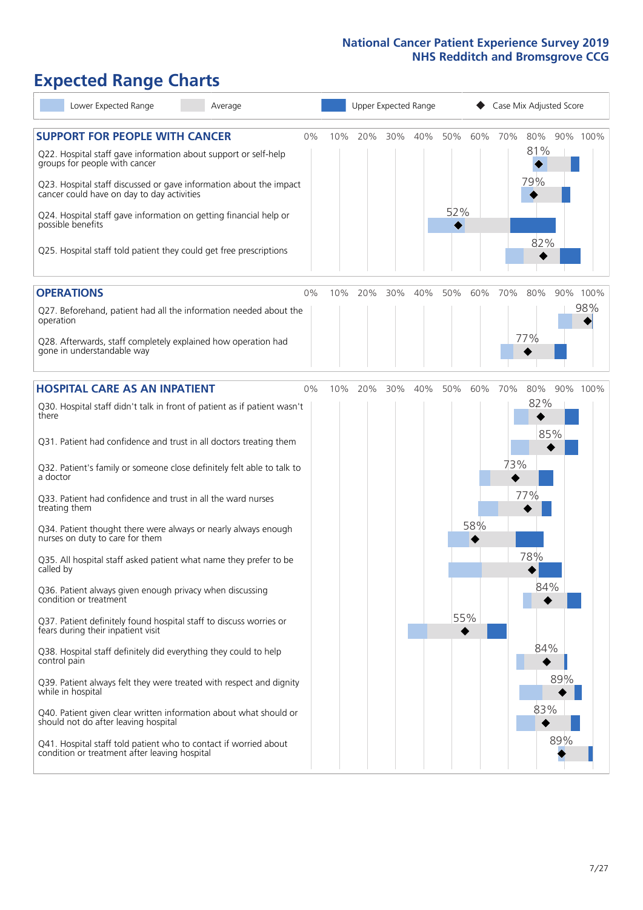# Expected Range Charts

Legend: Lower Expected Range | Average | Upper Expected Range | ◆ Case Mix Adjusted Score

## SUPPORT FOR PEOPLE WITH CANCER

| Question | Case Mix Adjusted Score |
|---|---|
| Q22. Hospital staff gave information about support or self-help groups for people with cancer | 81% |
| Q23. Hospital staff discussed or gave information about the impact cancer could have on day to day activities | 79% |
| Q24. Hospital staff gave information on getting financial help or possible benefits | 52% |
| Q25. Hospital staff told patient they could get free prescriptions | 82% |

## OPERATIONS

| Question | Case Mix Adjusted Score |
|---|---|
| Q27. Beforehand, patient had all the information needed about the operation | 98% |
| Q28. Afterwards, staff completely explained how operation had gone in understandable way | 77% |

## HOSPITAL CARE AS AN INPATIENT

| Question | Case Mix Adjusted Score |
|---|---|
| Q30. Hospital staff didn't talk in front of patient as if patient wasn't there | 82% |
| Q31. Patient had confidence and trust in all doctors treating them | 85% |
| Q32. Patient's family or someone close definitely felt able to talk to a doctor | 73% |
| Q33. Patient had confidence and trust in all the ward nurses treating them | 77% |
| Q34. Patient thought there were always or nearly always enough nurses on duty to care for them | 58% |
| Q35. All hospital staff asked patient what name they prefer to be called by | 78% |
| Q36. Patient always given enough privacy when discussing condition or treatment | 84% |
| Q37. Patient definitely found hospital staff to discuss worries or fears during their inpatient visit | 55% |
| Q38. Hospital staff definitely did everything they could to help control pain | 84% |
| Q39. Patient always felt they were treated with respect and dignity while in hospital | 89% |
| Q40. Patient given clear written information about what should or should not do after leaving hospital | 83% |
| Q41. Hospital staff told patient who to contact if worried about condition or treatment after leaving hospital | 89% |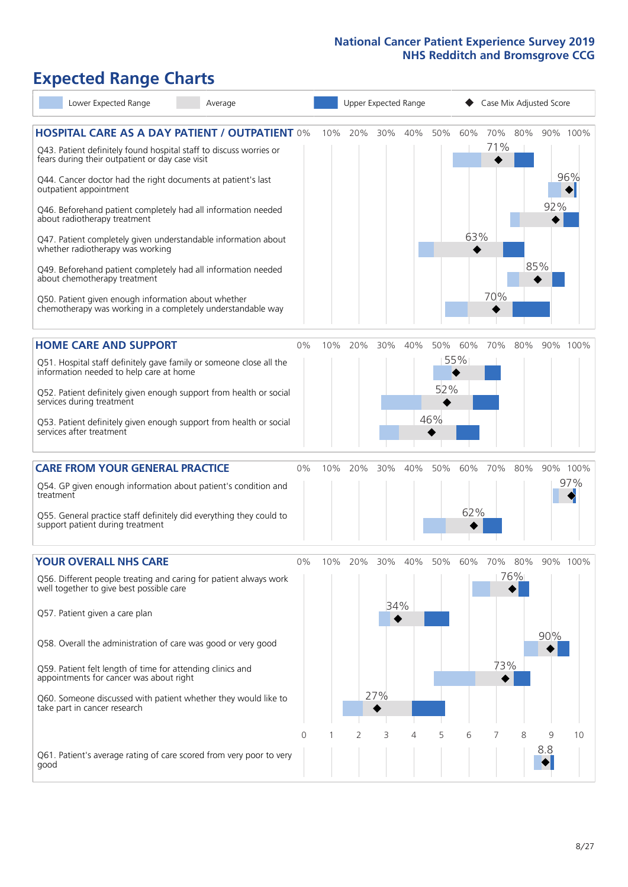# Expected Range Charts

Legend: Lower Expected Range | Average | Upper Expected Range | Case Mix Adjusted Score

## HOSPITAL CARE AS A DAY PATIENT / OUTPATIENT

| Question | Case Mix Adjusted Score |
|---|---|
| Q43. Patient definitely found hospital staff to discuss worries or fears during their outpatient or day case visit | 71% |
| Q44. Cancer doctor had the right documents at patient's last outpatient appointment | 96% |
| Q46. Beforehand patient completely had all information needed about radiotherapy treatment | 92% |
| Q47. Patient completely given understandable information about whether radiotherapy was working | 63% |
| Q49. Beforehand patient completely had all information needed about chemotherapy treatment | 85% |
| Q50. Patient given enough information about whether chemotherapy was working in a completely understandable way | 70% |

## HOME CARE AND SUPPORT

| Question | Case Mix Adjusted Score |
|---|---|
| Q51. Hospital staff definitely gave family or someone close all the information needed to help care at home | 55% |
| Q52. Patient definitely given enough support from health or social services during treatment | 52% |
| Q53. Patient definitely given enough support from health or social services after treatment | 46% |

## CARE FROM YOUR GENERAL PRACTICE

| Question | Case Mix Adjusted Score |
|---|---|
| Q54. GP given enough information about patient's condition and treatment | 97% |
| Q55. General practice staff definitely did everything they could to support patient during treatment | 62% |

## YOUR OVERALL NHS CARE

| Question | Case Mix Adjusted Score |
|---|---|
| Q56. Different people treating and caring for patient always work well together to give best possible care | 76% |
| Q57. Patient given a care plan | 34% |
| Q58. Overall the administration of care was good or very good | 90% |
| Q59. Patient felt length of time for attending clinics and appointments for cancer was about right | 73% |
| Q60. Someone discussed with patient whether they would like to take part in cancer research | 27% |
| Q61. Patient's average rating of care scored from very poor to very good | 8.8 |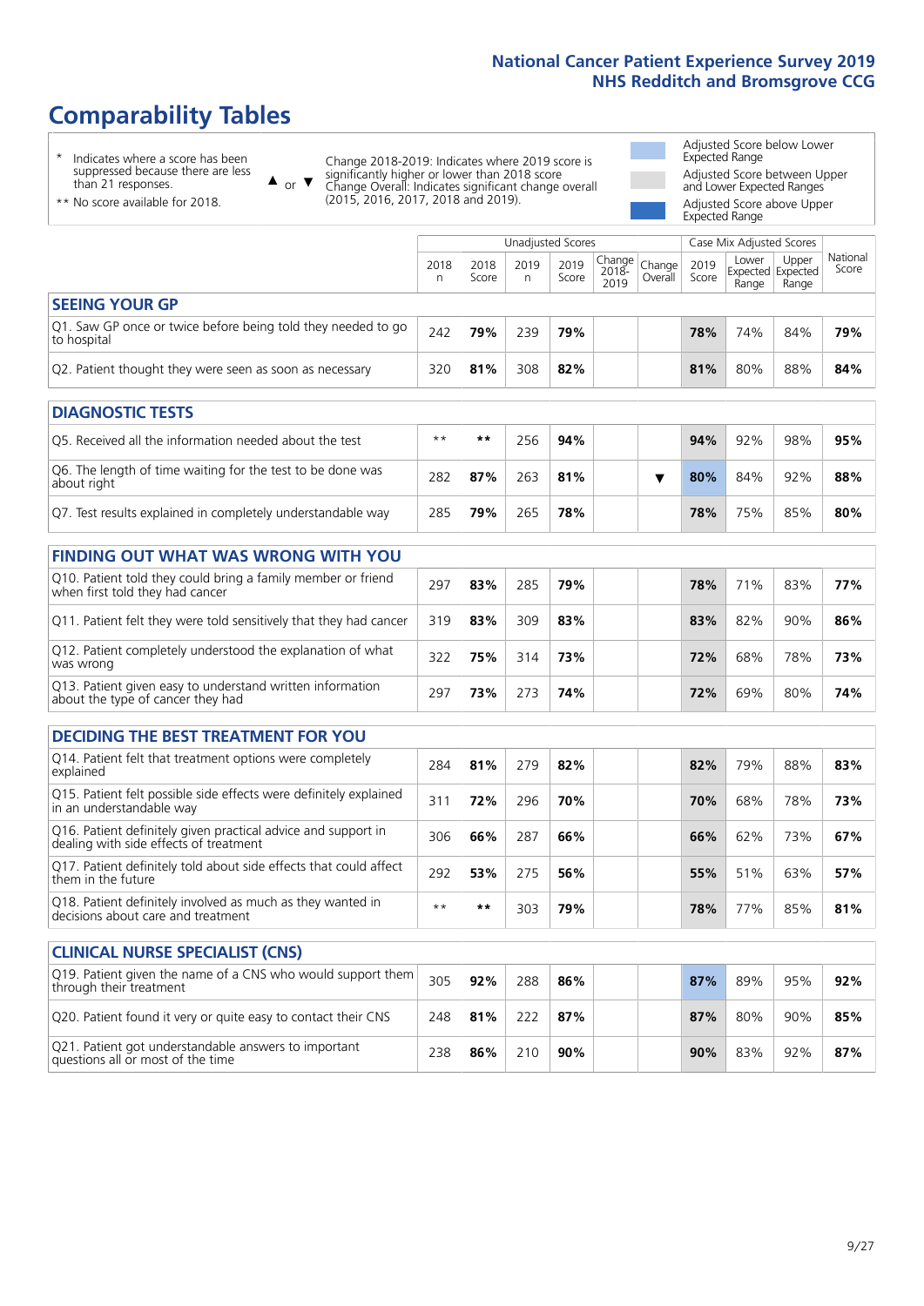# Comparability Tables

\* Indicates where a score has been suppressed because there are less than 21 responses.

** No score available for 2018.

▲ or ▼ Change 2018-2019: Indicates where 2019 score is significantly higher or lower than 2018 score. Change Overall: Indicates significant change overall (2015, 2016, 2017, 2018 and 2019).

Adjusted Score below Lower Expected Range

Adjusted Score between Upper and Lower Expected Ranges

Adjusted Score above Upper Expected Range

| | Unadjusted Scores | | | | | | Case Mix Adjusted Scores | | | |
|---|---|---|---|---|---|---|---|---|---|---|
| | 2018 n | 2018 Score | 2019 n | 2019 Score | Change 2018-2019 | Change Overall | 2019 Score | Lower Expected Range | Upper Expected Range | National Score |
| **SEEING YOUR GP** | | | | | | | | | | |
| Q1. Saw GP once or twice before being told they needed to go to hospital | 242 | **79%** | 239 | **79%** | | | **78%** | 74% | 84% | **79%** |
| Q2. Patient thought they were seen as soon as necessary | 320 | **81%** | 308 | **82%** | | | **81%** | 80% | 88% | **84%** |
| **DIAGNOSTIC TESTS** | | | | | | | | | | |
| Q5. Received all the information needed about the test | ** | ** | 256 | **94%** | | | **94%** | 92% | 98% | **95%** |
| Q6. The length of time waiting for the test to be done was about right | 282 | **87%** | 263 | **81%** | | ▼ | **80%** | 84% | 92% | **88%** |
| Q7. Test results explained in completely understandable way | 285 | **79%** | 265 | **78%** | | | **78%** | 75% | 85% | **80%** |
| **FINDING OUT WHAT WAS WRONG WITH YOU** | | | | | | | | | | |
| Q10. Patient told they could bring a family member or friend when first told they had cancer | 297 | **83%** | 285 | **79%** | | | **78%** | 71% | 83% | **77%** |
| Q11. Patient felt they were told sensitively that they had cancer | 319 | **83%** | 309 | **83%** | | | **83%** | 82% | 90% | **86%** |
| Q12. Patient completely understood the explanation of what was wrong | 322 | **75%** | 314 | **73%** | | | **72%** | 68% | 78% | **73%** |
| Q13. Patient given easy to understand written information about the type of cancer they had | 297 | **73%** | 273 | **74%** | | | **72%** | 69% | 80% | **74%** |
| **DECIDING THE BEST TREATMENT FOR YOU** | | | | | | | | | | |
| Q14. Patient felt that treatment options were completely explained | 284 | **81%** | 279 | **82%** | | | **82%** | 79% | 88% | **83%** |
| Q15. Patient felt possible side effects were definitely explained in an understandable way | 311 | **72%** | 296 | **70%** | | | **70%** | 68% | 78% | **73%** |
| Q16. Patient definitely given practical advice and support in dealing with side effects of treatment | 306 | **66%** | 287 | **66%** | | | **66%** | 62% | 73% | **67%** |
| Q17. Patient definitely told about side effects that could affect them in the future | 292 | **53%** | 275 | **56%** | | | **55%** | 51% | 63% | **57%** |
| Q18. Patient definitely involved as much as they wanted in decisions about care and treatment | ** | ** | 303 | **79%** | | | **78%** | 77% | 85% | **81%** |
| **CLINICAL NURSE SPECIALIST (CNS)** | | | | | | | | | | |
| Q19. Patient given the name of a CNS who would support them through their treatment | 305 | **92%** | 288 | **86%** | | | **87%** | 89% | 95% | **92%** |
| Q20. Patient found it very or quite easy to contact their CNS | 248 | **81%** | 222 | **87%** | | | **87%** | 80% | 90% | **85%** |
| Q21. Patient got understandable answers to important questions all or most of the time | 238 | **86%** | 210 | **90%** | | | **90%** | 83% | 92% | **87%** |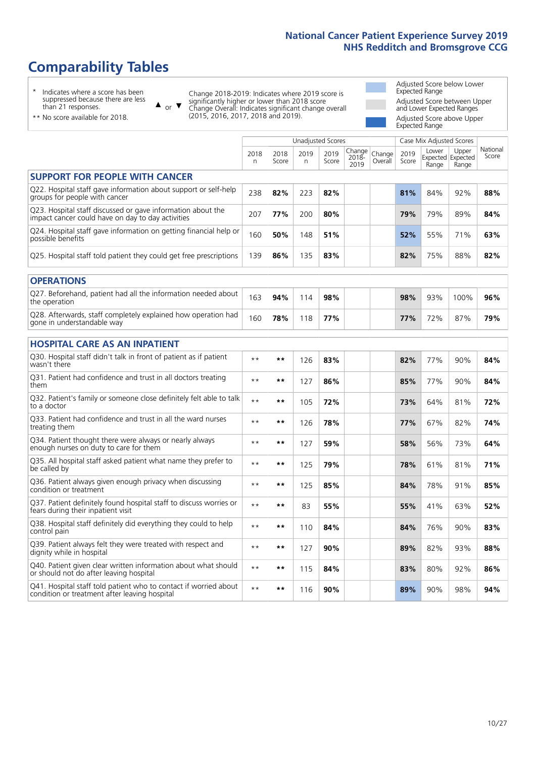# Comparability Tables

\* Indicates where a score has been suppressed because there are less than 21 responses.

\*\* No score available for 2018.

▲ or ▼ Change 2018-2019: Indicates where 2019 score is significantly higher or lower than 2018 score. Change Overall: Indicates significant change overall (2015, 2016, 2017, 2018 and 2019).

Adjusted Score below Lower Expected Range

Adjusted Score between Upper and Lower Expected Ranges

Adjusted Score above Upper Expected Range

| | Unadjusted Scores | | | | | | Case Mix Adjusted Scores | | | |
|---|---|---|---|---|---|---|---|---|---|---|
| | 2018 n | 2018 Score | 2019 n | 2019 Score | Change 2018-2019 | Change Overall | 2019 Score | Lower Expected Range | Upper Expected Range | National Score |
| **SUPPORT FOR PEOPLE WITH CANCER** | | | | | | | | | | |
| Q22. Hospital staff gave information about support or self-help groups for people with cancer | 238 | **82%** | 223 | **82%** | | | **81%** | 84% | 92% | **88%** |
| Q23. Hospital staff discussed or gave information about the impact cancer could have on day to day activities | 207 | **77%** | 200 | **80%** | | | **79%** | 79% | 89% | **84%** |
| Q24. Hospital staff gave information on getting financial help or possible benefits | 160 | **50%** | 148 | **51%** | | | **52%** | 55% | 71% | **63%** |
| Q25. Hospital staff told patient they could get free prescriptions | 139 | **86%** | 135 | **83%** | | | **82%** | 75% | 88% | **82%** |
| **OPERATIONS** | | | | | | | | | | |
| Q27. Beforehand, patient had all the information needed about the operation | 163 | **94%** | 114 | **98%** | | | **98%** | 93% | 100% | **96%** |
| Q28. Afterwards, staff completely explained how operation had gone in understandable way | 160 | **78%** | 118 | **77%** | | | **77%** | 72% | 87% | **79%** |
| **HOSPITAL CARE AS AN INPATIENT** | | | | | | | | | | |
| Q30. Hospital staff didn't talk in front of patient as if patient wasn't there | ** | ** | 126 | **83%** | | | **82%** | 77% | 90% | **84%** |
| Q31. Patient had confidence and trust in all doctors treating them | ** | ** | 127 | **86%** | | | **85%** | 77% | 90% | **84%** |
| Q32. Patient's family or someone close definitely felt able to talk to a doctor | ** | ** | 105 | **72%** | | | **73%** | 64% | 81% | **72%** |
| Q33. Patient had confidence and trust in all the ward nurses treating them | ** | ** | 126 | **78%** | | | **77%** | 67% | 82% | **74%** |
| Q34. Patient thought there were always or nearly always enough nurses on duty to care for them | ** | ** | 127 | **59%** | | | **58%** | 56% | 73% | **64%** |
| Q35. All hospital staff asked patient what name they prefer to be called by | ** | ** | 125 | **79%** | | | **78%** | 61% | 81% | **71%** |
| Q36. Patient always given enough privacy when discussing condition or treatment | ** | ** | 125 | **85%** | | | **84%** | 78% | 91% | **85%** |
| Q37. Patient definitely found hospital staff to discuss worries or fears during their inpatient visit | ** | ** | 83 | **55%** | | | **55%** | 41% | 63% | **52%** |
| Q38. Hospital staff definitely did everything they could to help control pain | ** | ** | 110 | **84%** | | | **84%** | 76% | 90% | **83%** |
| Q39. Patient always felt they were treated with respect and dignity while in hospital | ** | ** | 127 | **90%** | | | **89%** | 82% | 93% | **88%** |
| Q40. Patient given clear written information about what should or should not do after leaving hospital | ** | ** | 115 | **84%** | | | **83%** | 80% | 92% | **86%** |
| Q41. Hospital staff told patient who to contact if worried about condition or treatment after leaving hospital | ** | ** | 116 | **90%** | | | **89%** | 90% | 98% | **94%** |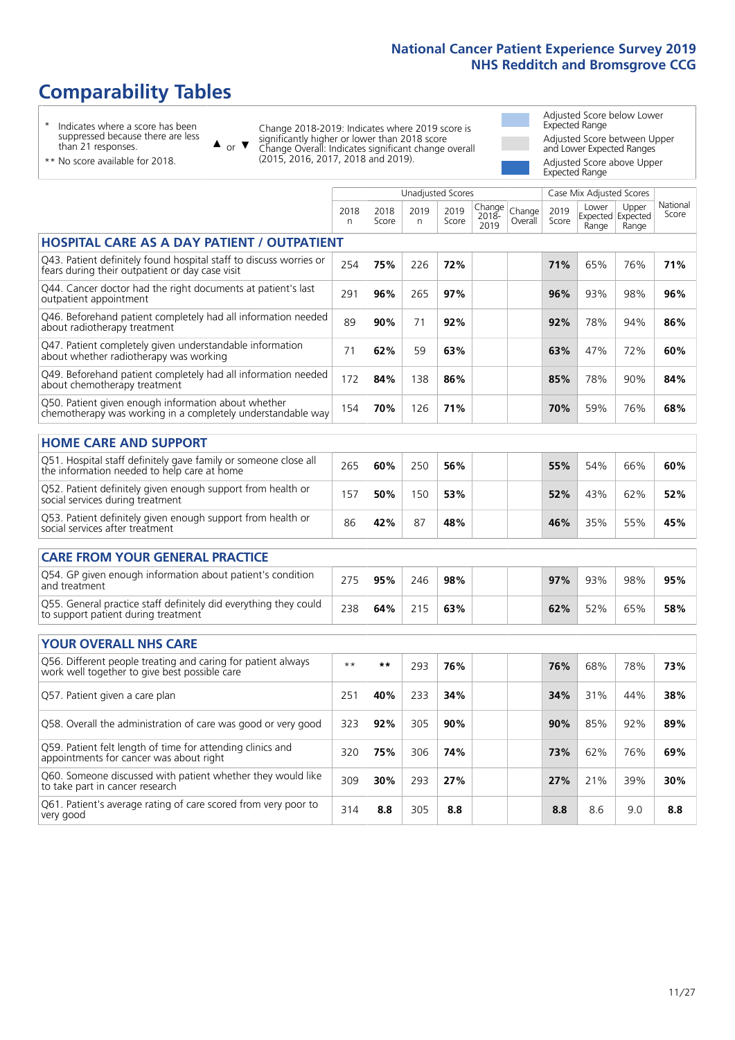National Cancer Patient Experience Survey 2019
NHS Redditch and Bromsgrove CCG

# Comparability Tables

\* Indicates where a score has been suppressed because there are less than 21 responses.

\*\* No score available for 2018.

▲ or ▼ Change 2018-2019: Indicates where 2019 score is significantly higher or lower than 2018 score. Change Overall: Indicates significant change overall (2015, 2016, 2017, 2018 and 2019).

Adjusted Score below Lower Expected Range

Adjusted Score between Upper and Lower Expected Ranges

Adjusted Score above Upper Expected Range

| | Unadjusted Scores | | | | | | Case Mix Adjusted Scores | | | |
|---|---|---|---|---|---|---|---|---|---|---|
| | 2018 n | 2018 Score | 2019 n | 2019 Score | Change 2018-2019 | Change Overall | 2019 Score | Lower Expected Range | Upper Expected Range | National Score |
| **HOSPITAL CARE AS A DAY PATIENT / OUTPATIENT** | | | | | | | | | | |
| Q43. Patient definitely found hospital staff to discuss worries or fears during their outpatient or day case visit | 254 | 75% | 226 | 72% | | | 71% | 65% | 76% | 71% |
| Q44. Cancer doctor had the right documents at patient's last outpatient appointment | 291 | 96% | 265 | 97% | | | 96% | 93% | 98% | 96% |
| Q46. Beforehand patient completely had all information needed about radiotherapy treatment | 89 | 90% | 71 | 92% | | | 92% | 78% | 94% | 86% |
| Q47. Patient completely given understandable information about whether radiotherapy was working | 71 | 62% | 59 | 63% | | | 63% | 47% | 72% | 60% |
| Q49. Beforehand patient completely had all information needed about chemotherapy treatment | 172 | 84% | 138 | 86% | | | 85% | 78% | 90% | 84% |
| Q50. Patient given enough information about whether chemotherapy was working in a completely understandable way | 154 | 70% | 126 | 71% | | | 70% | 59% | 76% | 68% |
| **HOME CARE AND SUPPORT** | | | | | | | | | | |
| Q51. Hospital staff definitely gave family or someone close all the information needed to help care at home | 265 | 60% | 250 | 56% | | | 55% | 54% | 66% | 60% |
| Q52. Patient definitely given enough support from health or social services during treatment | 157 | 50% | 150 | 53% | | | 52% | 43% | 62% | 52% |
| Q53. Patient definitely given enough support from health or social services after treatment | 86 | 42% | 87 | 48% | | | 46% | 35% | 55% | 45% |
| **CARE FROM YOUR GENERAL PRACTICE** | | | | | | | | | | |
| Q54. GP given enough information about patient's condition and treatment | 275 | 95% | 246 | 98% | | | 97% | 93% | 98% | 95% |
| Q55. General practice staff definitely did everything they could to support patient during treatment | 238 | 64% | 215 | 63% | | | 62% | 52% | 65% | 58% |
| **YOUR OVERALL NHS CARE** | | | | | | | | | | |
| Q56. Different people treating and caring for patient always work well together to give best possible care | ** | ** | 293 | 76% | | | 76% | 68% | 78% | 73% |
| Q57. Patient given a care plan | 251 | 40% | 233 | 34% | | | 34% | 31% | 44% | 38% |
| Q58. Overall the administration of care was good or very good | 323 | 92% | 305 | 90% | | | 90% | 85% | 92% | 89% |
| Q59. Patient felt length of time for attending clinics and appointments for cancer was about right | 320 | 75% | 306 | 74% | | | 73% | 62% | 76% | 69% |
| Q60. Someone discussed with patient whether they would like to take part in cancer research | 309 | 30% | 293 | 27% | | | 27% | 21% | 39% | 30% |
| Q61. Patient's average rating of care scored from very poor to very good | 314 | 8.8 | 305 | 8.8 | | | 8.8 | 8.6 | 9.0 | 8.8 |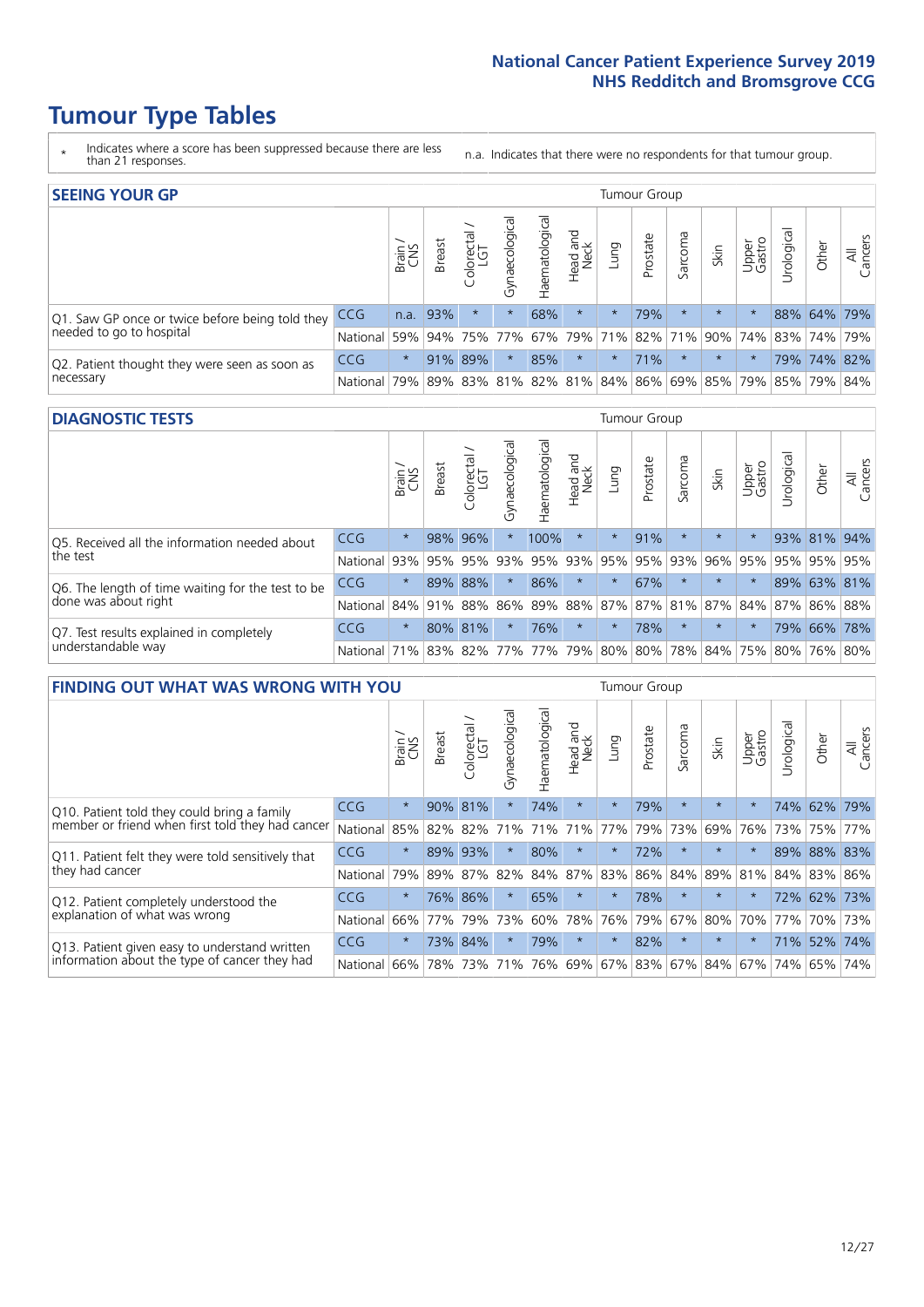# Tumour Type Tables

- \* Indicates where a score has been suppressed because there are less than 21 responses.
- n.a. Indicates that there were no respondents for that tumour group.

## SEEING YOUR GP

| | | Brain / CNS | Breast | Colorectal / LGT | Gynaecological | Haematological | Head and Neck | Lung | Prostate | Sarcoma | Skin | Upper Gastro | Urological | Other | All Cancers |
|---|---|---|---|---|---|---|---|---|---|---|---|---|---|---|---|
| Q1. Saw GP once or twice before being told they needed to go to hospital | CCG | n.a. | 93% | * | * | 68% | * | * | 79% | * | * | * | 88% | 64% | 79% |
| | National | 59% | 94% | 75% | 77% | 67% | 79% | 71% | 82% | 71% | 90% | 74% | 83% | 74% | 79% |
| Q2. Patient thought they were seen as soon as necessary | CCG | * | 91% | 89% | * | 85% | * | * | 71% | * | * | * | 79% | 74% | 82% |
| | National | 79% | 89% | 83% | 81% | 82% | 81% | 84% | 86% | 69% | 85% | 79% | 85% | 79% | 84% |

## DIAGNOSTIC TESTS

| | | Brain / CNS | Breast | Colorectal / LGT | Gynaecological | Haematological | Head and Neck | Lung | Prostate | Sarcoma | Skin | Upper Gastro | Urological | Other | All Cancers |
|---|---|---|---|---|---|---|---|---|---|---|---|---|---|---|---|
| Q5. Received all the information needed about the test | CCG | * | 98% | 96% | * | 100% | * | * | 91% | * | * | * | 93% | 81% | 94% |
| | National | 93% | 95% | 95% | 93% | 95% | 93% | 95% | 95% | 93% | 96% | 95% | 95% | 95% | 95% |
| Q6. The length of time waiting for the test to be done was about right | CCG | * | 89% | 88% | * | 86% | * | * | 67% | * | * | * | 89% | 63% | 81% |
| | National | 84% | 91% | 88% | 86% | 89% | 88% | 87% | 87% | 81% | 87% | 84% | 87% | 86% | 88% |
| Q7. Test results explained in completely understandable way | CCG | * | 80% | 81% | * | 76% | * | * | 78% | * | * | * | 79% | 66% | 78% |
| | National | 71% | 83% | 82% | 77% | 77% | 79% | 80% | 80% | 78% | 84% | 75% | 80% | 76% | 80% |

## FINDING OUT WHAT WAS WRONG WITH YOU

| | | Brain / CNS | Breast | Colorectal / LGT | Gynaecological | Haematological | Head and Neck | Lung | Prostate | Sarcoma | Skin | Upper Gastro | Urological | Other | All Cancers |
|---|---|---|---|---|---|---|---|---|---|---|---|---|---|---|---|
| Q10. Patient told they could bring a family member or friend when first told they had cancer | CCG | * | 90% | 81% | * | 74% | * | * | 79% | * | * | * | 74% | 62% | 79% |
| | National | 85% | 82% | 82% | 71% | 71% | 71% | 77% | 79% | 73% | 69% | 76% | 73% | 75% | 77% |
| Q11. Patient felt they were told sensitively that they had cancer | CCG | * | 89% | 93% | * | 80% | * | * | 72% | * | * | * | 89% | 88% | 83% |
| | National | 79% | 89% | 87% | 82% | 84% | 87% | 83% | 86% | 84% | 89% | 81% | 84% | 83% | 86% |
| Q12. Patient completely understood the explanation of what was wrong | CCG | * | 76% | 86% | * | 65% | * | * | 78% | * | * | * | 72% | 62% | 73% |
| | National | 66% | 77% | 79% | 73% | 60% | 78% | 76% | 79% | 67% | 80% | 70% | 77% | 70% | 73% |
| Q13. Patient given easy to understand written information about the type of cancer they had | CCG | * | 73% | 84% | * | 79% | * | * | 82% | * | * | * | 71% | 52% | 74% |
| | National | 66% | 78% | 73% | 71% | 76% | 69% | 67% | 83% | 67% | 84% | 67% | 74% | 65% | 74% |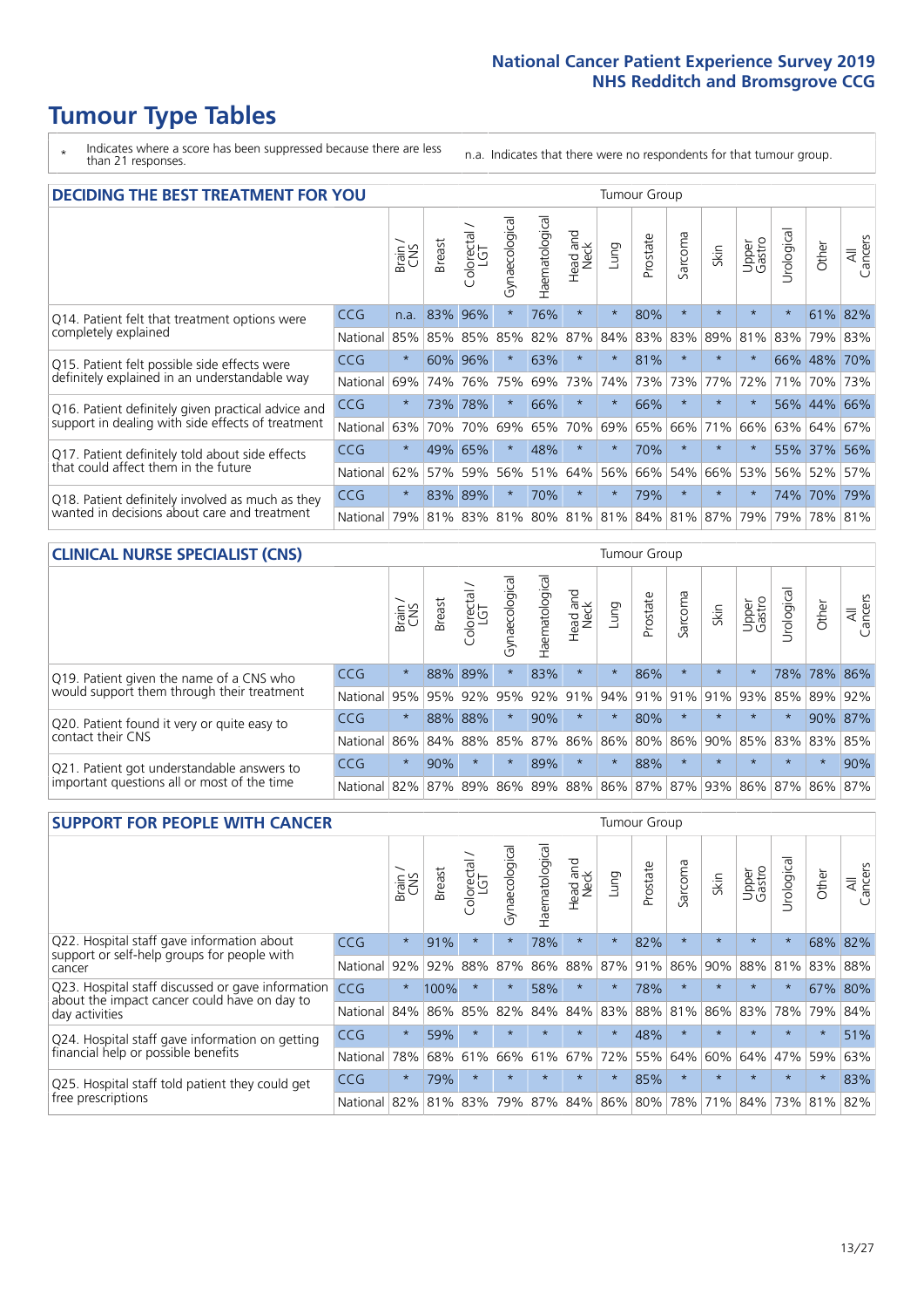# Tumour Type Tables

\* Indicates where a score has been suppressed because there are less than 21 responses.

n.a. Indicates that there were no respondents for that tumour group.

## DECIDING THE BEST TREATMENT FOR YOU

| | | Brain / CNS | Breast | Colorectal / LGT | Gynaecological | Haematological | Head and Neck | Lung | Prostate | Sarcoma | Skin | Upper Gastro | Urological | Other | All Cancers |
|---|---|---|---|---|---|---|---|---|---|---|---|---|---|---|---|
| Q14. Patient felt that treatment options were completely explained | CCG | n.a. | 83% | 96% | * | 76% | * | * | 80% | * | * | * | * | 61% | 82% |
| | National | 85% | 85% | 85% | 85% | 82% | 87% | 84% | 83% | 83% | 89% | 81% | 83% | 79% | 83% |
| Q15. Patient felt possible side effects were definitely explained in an understandable way | CCG | * | 60% | 96% | * | 63% | * | * | 81% | * | * | * | 66% | 48% | 70% |
| | National | 69% | 74% | 76% | 75% | 69% | 73% | 74% | 73% | 73% | 77% | 72% | 71% | 70% | 73% |
| Q16. Patient definitely given practical advice and support in dealing with side effects of treatment | CCG | * | 73% | 78% | * | 66% | * | * | 66% | * | * | * | 56% | 44% | 66% |
| | National | 63% | 70% | 70% | 69% | 65% | 70% | 69% | 65% | 66% | 71% | 66% | 63% | 64% | 67% |
| Q17. Patient definitely told about side effects that could affect them in the future | CCG | * | 49% | 65% | * | 48% | * | * | 70% | * | * | * | 55% | 37% | 56% |
| | National | 62% | 57% | 59% | 56% | 51% | 64% | 56% | 66% | 54% | 66% | 53% | 56% | 52% | 57% |
| Q18. Patient definitely involved as much as they wanted in decisions about care and treatment | CCG | * | 83% | 89% | * | 70% | * | * | 79% | * | * | * | 74% | 70% | 79% |
| | National | 79% | 81% | 83% | 81% | 80% | 81% | 81% | 84% | 81% | 87% | 79% | 79% | 78% | 81% |

## CLINICAL NURSE SPECIALIST (CNS)

| | | Brain / CNS | Breast | Colorectal / LGT | Gynaecological | Haematological | Head and Neck | Lung | Prostate | Sarcoma | Skin | Upper Gastro | Urological | Other | All Cancers |
|---|---|---|---|---|---|---|---|---|---|---|---|---|---|---|---|
| Q19. Patient given the name of a CNS who would support them through their treatment | CCG | * | 88% | 89% | * | 83% | * | * | 86% | * | * | * | 78% | 78% | 86% |
| | National | 95% | 95% | 92% | 95% | 92% | 91% | 94% | 91% | 91% | 91% | 93% | 85% | 89% | 92% |
| Q20. Patient found it very or quite easy to contact their CNS | CCG | * | 88% | 88% | * | 90% | * | * | 80% | * | * | * | * | 90% | 87% |
| | National | 86% | 84% | 88% | 85% | 87% | 86% | 86% | 80% | 86% | 90% | 85% | 83% | 83% | 85% |
| Q21. Patient got understandable answers to important questions all or most of the time | CCG | * | 90% | * | * | 89% | * | * | 88% | * | * | * | * | * | 90% |
| | National | 82% | 87% | 89% | 86% | 89% | 88% | 86% | 87% | 87% | 93% | 86% | 87% | 86% | 87% |

## SUPPORT FOR PEOPLE WITH CANCER

| | | Brain / CNS | Breast | Colorectal / LGT | Gynaecological | Haematological | Head and Neck | Lung | Prostate | Sarcoma | Skin | Upper Gastro | Urological | Other | All Cancers |
|---|---|---|---|---|---|---|---|---|---|---|---|---|---|---|---|
| Q22. Hospital staff gave information about support or self-help groups for people with cancer | CCG | * | 91% | * | * | 78% | * | * | 82% | * | * | * | * | 68% | 82% |
| | National | 92% | 92% | 88% | 87% | 86% | 88% | 87% | 91% | 86% | 90% | 88% | 81% | 83% | 88% |
| Q23. Hospital staff discussed or gave information about the impact cancer could have on day to day activities | CCG | * | 100% | * | * | 58% | * | * | 78% | * | * | * | * | 67% | 80% |
| | National | 84% | 86% | 85% | 82% | 84% | 84% | 83% | 88% | 81% | 86% | 83% | 78% | 79% | 84% |
| Q24. Hospital staff gave information on getting financial help or possible benefits | CCG | * | 59% | * | * | * | * | * | 48% | * | * | * | * | * | 51% |
| | National | 78% | 68% | 61% | 66% | 61% | 67% | 72% | 55% | 64% | 60% | 64% | 47% | 59% | 63% |
| Q25. Hospital staff told patient they could get free prescriptions | CCG | * | 79% | * | * | * | * | * | 85% | * | * | * | * | * | 83% |
| | National | 82% | 81% | 83% | 79% | 87% | 84% | 86% | 80% | 78% | 71% | 84% | 73% | 81% | 82% |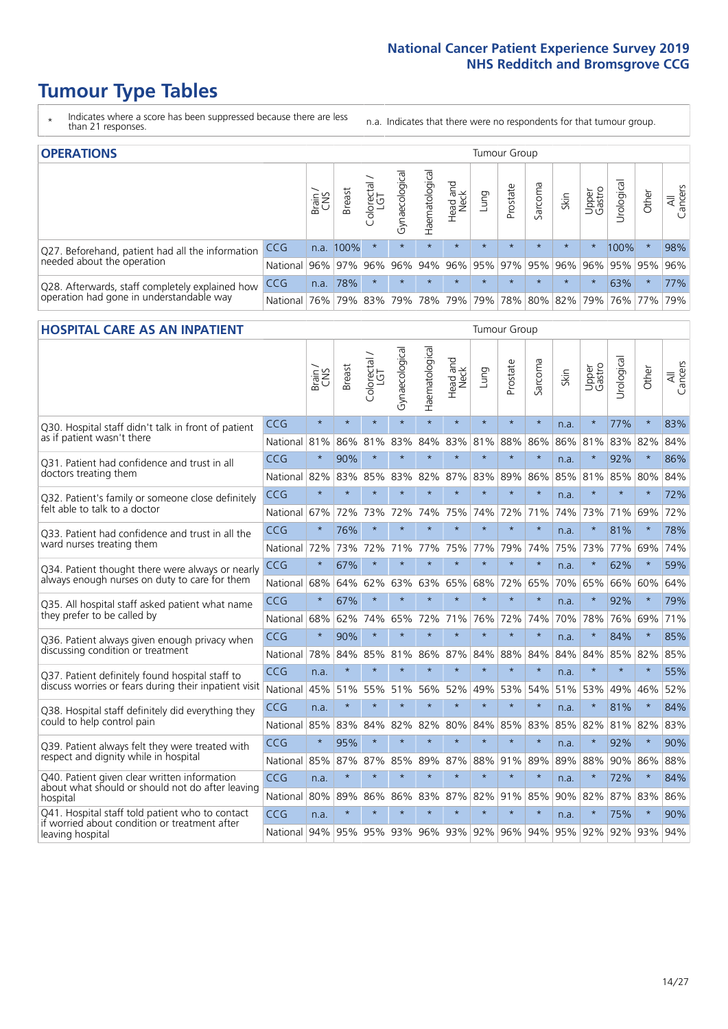# Tumour Type Tables

- * Indicates where a score has been suppressed because there are less than 21 responses.
- n.a. Indicates that there were no respondents for that tumour group.

## OPERATIONS

| | | Brain / CNS | Breast | Colorectal / LGT | Gynaecological | Haematological | Head and Neck | Lung | Prostate | Sarcoma | Skin | Upper Gastro | Urological | Other | All Cancers |
|---|---|---|---|---|---|---|---|---|---|---|---|---|---|---|---|
| Q27. Beforehand, patient had all the information needed about the operation | CCG | n.a. | 100% | * | * | * | * | * | * | * | * | * | 100% | * | 98% |
| | National | 96% | 97% | 96% | 96% | 94% | 96% | 95% | 97% | 95% | 96% | 96% | 95% | 95% | 96% |
| Q28. Afterwards, staff completely explained how operation had gone in understandable way | CCG | n.a. | 78% | * | * | * | * | * | * | * | * | * | 63% | * | 77% |
| | National | 76% | 79% | 83% | 79% | 78% | 79% | 79% | 78% | 80% | 82% | 79% | 76% | 77% | 79% |

## HOSPITAL CARE AS AN INPATIENT

| | | Brain / CNS | Breast | Colorectal / LGT | Gynaecological | Haematological | Head and Neck | Lung | Prostate | Sarcoma | Skin | Upper Gastro | Urological | Other | All Cancers |
|---|---|---|---|---|---|---|---|---|---|---|---|---|---|---|---|
| Q30. Hospital staff didn't talk in front of patient as if patient wasn't there | CCG | * | * | * | * | * | * | * | * | * | n.a. | * | 77% | * | 83% |
| | National | 81% | 86% | 81% | 83% | 84% | 83% | 81% | 88% | 86% | 86% | 81% | 83% | 82% | 84% |
| Q31. Patient had confidence and trust in all doctors treating them | CCG | * | 90% | * | * | * | * | * | * | * | n.a. | * | 92% | * | 86% |
| | National | 82% | 83% | 85% | 83% | 82% | 87% | 83% | 89% | 86% | 85% | 81% | 85% | 80% | 84% |
| Q32. Patient's family or someone close definitely felt able to talk to a doctor | CCG | * | * | * | * | * | * | * | * | * | n.a. | * | * | * | 72% |
| | National | 67% | 72% | 73% | 72% | 74% | 75% | 74% | 72% | 71% | 74% | 73% | 71% | 69% | 72% |
| Q33. Patient had confidence and trust in all the ward nurses treating them | CCG | * | 76% | * | * | * | * | * | * | * | n.a. | * | 81% | * | 78% |
| | National | 72% | 73% | 72% | 71% | 77% | 75% | 77% | 79% | 74% | 75% | 73% | 77% | 69% | 74% |
| Q34. Patient thought there were always or nearly always enough nurses on duty to care for them | CCG | * | 67% | * | * | * | * | * | * | * | n.a. | * | 62% | * | 59% |
| | National | 68% | 64% | 62% | 63% | 63% | 65% | 68% | 72% | 65% | 70% | 65% | 66% | 60% | 64% |
| Q35. All hospital staff asked patient what name they prefer to be called by | CCG | * | 67% | * | * | * | * | * | * | * | n.a. | * | 92% | * | 79% |
| | National | 68% | 62% | 74% | 65% | 72% | 71% | 76% | 72% | 74% | 70% | 78% | 76% | 69% | 71% |
| Q36. Patient always given enough privacy when discussing condition or treatment | CCG | * | 90% | * | * | * | * | * | * | * | n.a. | * | 84% | * | 85% |
| | National | 78% | 84% | 85% | 81% | 86% | 87% | 84% | 88% | 84% | 84% | 84% | 85% | 82% | 85% |
| Q37. Patient definitely found hospital staff to discuss worries or fears during their inpatient visit | CCG | n.a. | * | * | * | * | * | * | * | * | n.a. | * | * | * | 55% |
| | National | 45% | 51% | 55% | 51% | 56% | 52% | 49% | 53% | 54% | 51% | 53% | 49% | 46% | 52% |
| Q38. Hospital staff definitely did everything they could to help control pain | CCG | n.a. | * | * | * | * | * | * | * | * | n.a. | * | 81% | * | 84% |
| | National | 85% | 83% | 84% | 82% | 82% | 80% | 84% | 85% | 83% | 85% | 82% | 81% | 82% | 83% |
| Q39. Patient always felt they were treated with respect and dignity while in hospital | CCG | * | 95% | * | * | * | * | * | * | * | n.a. | * | 92% | * | 90% |
| | National | 85% | 87% | 87% | 85% | 89% | 87% | 88% | 91% | 89% | 89% | 88% | 90% | 86% | 88% |
| Q40. Patient given clear written information about what should or should not do after leaving hospital | CCG | n.a. | * | * | * | * | * | * | * | * | n.a. | * | 72% | * | 84% |
| | National | 80% | 89% | 86% | 86% | 83% | 87% | 82% | 91% | 85% | 90% | 82% | 87% | 83% | 86% |
| Q41. Hospital staff told patient who to contact if worried about condition or treatment after leaving hospital | CCG | n.a. | * | * | * | * | * | * | * | * | n.a. | * | 75% | * | 90% |
| | National | 94% | 95% | 95% | 93% | 96% | 93% | 92% | 96% | 94% | 95% | 92% | 92% | 93% | 94% |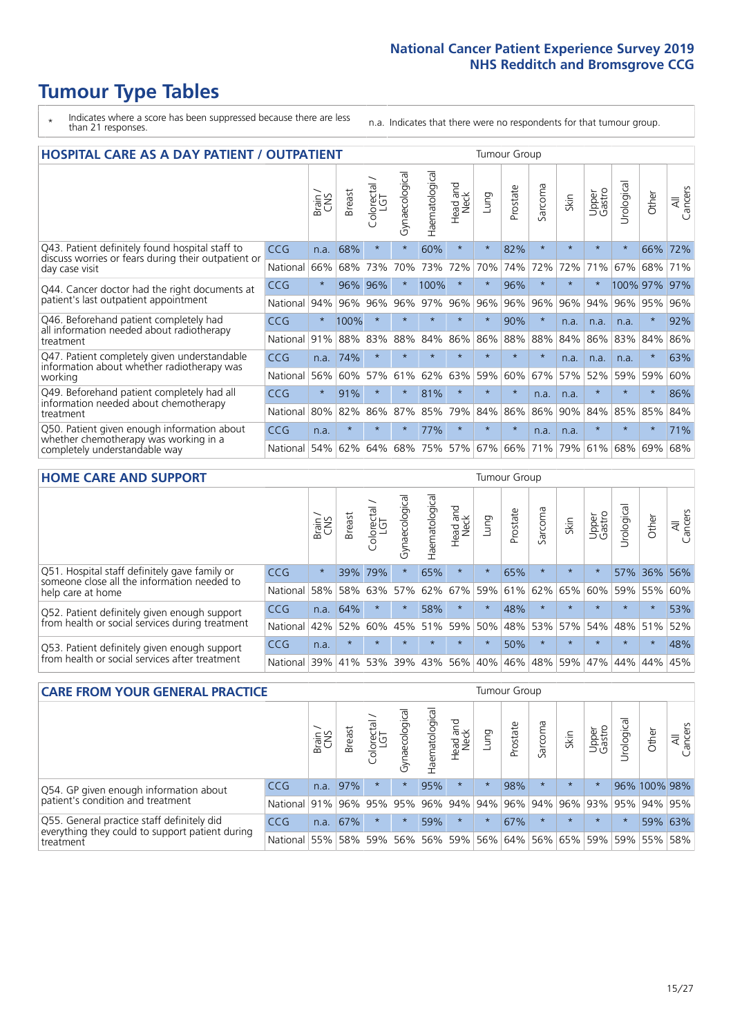# Tumour Type Tables

\* Indicates where a score has been suppressed because there are less than 21 responses.

n.a. Indicates that there were no respondents for that tumour group.

## HOSPITAL CARE AS A DAY PATIENT / OUTPATIENT

| | | Brain / CNS | Breast | Colorectal / LGT | Gynaecological | Haematological | Head and Neck | Lung | Prostate | Sarcoma | Skin | Upper Gastro | Urological | Other | All Cancers |
|---|---|---|---|---|---|---|---|---|---|---|---|---|---|---|---|
| Q43. Patient definitely found hospital staff to discuss worries or fears during their outpatient or day case visit | CCG | n.a. | 68% | * | * | 60% | * | * | 82% | * | * | * | * | 66% | 72% |
| | National | 66% | 68% | 73% | 70% | 73% | 72% | 70% | 74% | 72% | 72% | 71% | 67% | 68% | 71% |
| Q44. Cancer doctor had the right documents at patient's last outpatient appointment | CCG | * | 96% | 96% | * | 100% | * | * | 96% | * | * | * | 100% | 97% | 97% |
| | National | 94% | 96% | 96% | 96% | 97% | 96% | 96% | 96% | 96% | 96% | 94% | 96% | 95% | 96% |
| Q46. Beforehand patient completely had all information needed about radiotherapy treatment | CCG | * | 100% | * | * | * | * | * | 90% | * | n.a. | n.a. | n.a. | * | 92% |
| | National | 91% | 88% | 83% | 88% | 84% | 86% | 86% | 88% | 88% | 84% | 86% | 83% | 84% | 86% |
| Q47. Patient completely given understandable information about whether radiotherapy was working | CCG | n.a. | 74% | * | * | * | * | * | * | * | n.a. | n.a. | n.a. | * | 63% |
| | National | 56% | 60% | 57% | 61% | 62% | 63% | 59% | 60% | 67% | 57% | 52% | 59% | 59% | 60% |
| Q49. Beforehand patient completely had all information needed about chemotherapy treatment | CCG | * | 91% | * | * | 81% | * | * | * | n.a. | n.a. | * | * | * | 86% |
| | National | 80% | 82% | 86% | 87% | 85% | 79% | 84% | 86% | 86% | 90% | 84% | 85% | 85% | 84% |
| Q50. Patient given enough information about whether chemotherapy was working in a completely understandable way | CCG | n.a. | * | * | * | 77% | * | * | * | n.a. | n.a. | * | * | * | 71% |
| | National | 54% | 62% | 64% | 68% | 75% | 57% | 67% | 66% | 71% | 79% | 61% | 68% | 69% | 68% |

## HOME CARE AND SUPPORT

| | | Brain / CNS | Breast | Colorectal / LGT | Gynaecological | Haematological | Head and Neck | Lung | Prostate | Sarcoma | Skin | Upper Gastro | Urological | Other | All Cancers |
|---|---|---|---|---|---|---|---|---|---|---|---|---|---|---|---|
| Q51. Hospital staff definitely gave family or someone close all the information needed to help care at home | CCG | * | 39% | 79% | * | 65% | * | * | 65% | * | * | * | 57% | 36% | 56% |
| | National | 58% | 58% | 63% | 57% | 62% | 67% | 59% | 61% | 62% | 65% | 60% | 59% | 55% | 60% |
| Q52. Patient definitely given enough support from health or social services during treatment | CCG | n.a. | 64% | * | * | 58% | * | * | 48% | * | * | * | * | * | 53% |
| | National | 42% | 52% | 60% | 45% | 51% | 59% | 50% | 48% | 53% | 57% | 54% | 48% | 51% | 52% |
| Q53. Patient definitely given enough support from health or social services after treatment | CCG | n.a. | * | * | * | * | * | * | 50% | * | * | * | * | * | 48% |
| | National | 39% | 41% | 53% | 39% | 43% | 56% | 40% | 46% | 48% | 59% | 47% | 44% | 44% | 45% |

## CARE FROM YOUR GENERAL PRACTICE

| | | Brain / CNS | Breast | Colorectal / LGT | Gynaecological | Haematological | Head and Neck | Lung | Prostate | Sarcoma | Skin | Upper Gastro | Urological | Other | All Cancers |
|---|---|---|---|---|---|---|---|---|---|---|---|---|---|---|---|
| Q54. GP given enough information about patient's condition and treatment | CCG | n.a. | 97% | * | * | 95% | * | * | 98% | * | * | * | 96% | 100% | 98% |
| | National | 91% | 96% | 95% | 95% | 96% | 94% | 94% | 96% | 94% | 96% | 93% | 95% | 94% | 95% |
| Q55. General practice staff definitely did everything they could to support patient during treatment | CCG | n.a. | 67% | * | * | 59% | * | * | 67% | * | * | * | * | 59% | 63% |
| | National | 55% | 58% | 59% | 56% | 56% | 59% | 56% | 64% | 56% | 65% | 59% | 59% | 55% | 58% |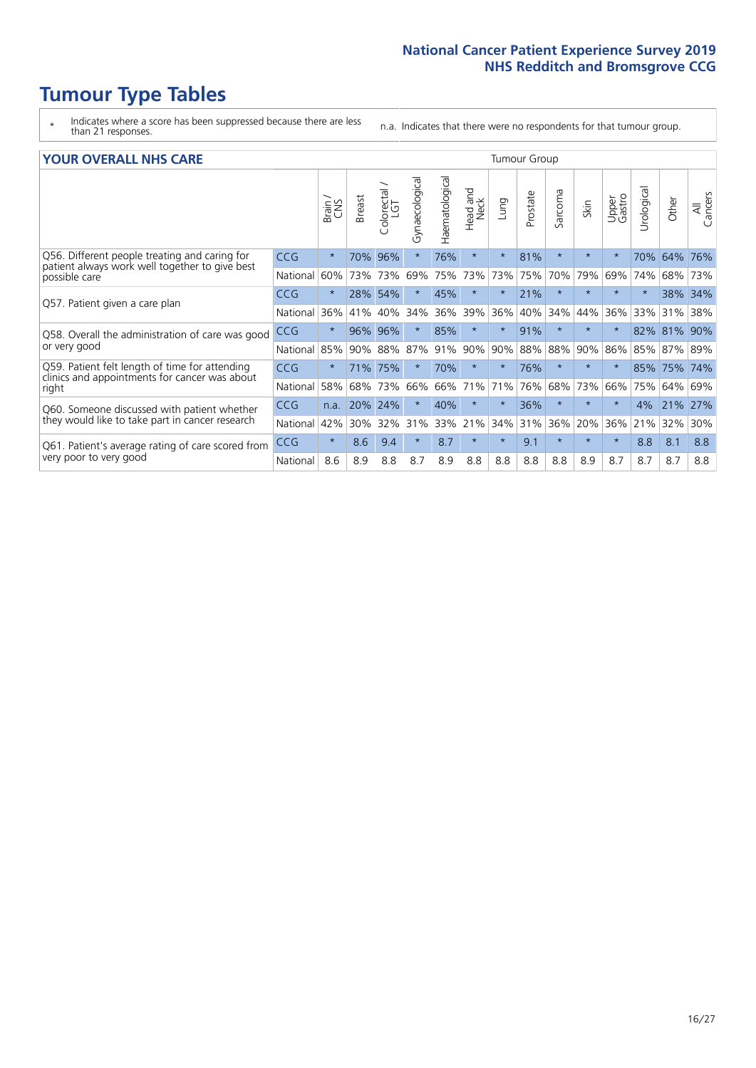# Tumour Type Tables

\* Indicates where a score has been suppressed because there are less than 21 responses.

n.a. Indicates that there were no respondents for that tumour group.

## YOUR OVERALL NHS CARE

| | | Brain / CNS | Breast | Colorectal / LGT | Gynaecological | Haematological | Head and Neck | Lung | Prostate | Sarcoma | Skin | Upper Gastro | Urological | Other | All Cancers |
|---|---|---|---|---|---|---|---|---|---|---|---|---|---|---|---|
| Q56. Different people treating and caring for patient always work well together to give best possible care | CCG | * | 70% | 96% | * | 76% | * | * | 81% | * | * | * | 70% | 64% | 76% |
| | National | 60% | 73% | 73% | 69% | 75% | 73% | 73% | 75% | 70% | 79% | 69% | 74% | 68% | 73% |
| Q57. Patient given a care plan | CCG | * | 28% | 54% | * | 45% | * | * | 21% | * | * | * | * | 38% | 34% |
| | National | 36% | 41% | 40% | 34% | 36% | 39% | 36% | 40% | 34% | 44% | 36% | 33% | 31% | 38% |
| Q58. Overall the administration of care was good or very good | CCG | * | 96% | 96% | * | 85% | * | * | 91% | * | * | * | 82% | 81% | 90% |
| | National | 85% | 90% | 88% | 87% | 91% | 90% | 90% | 88% | 88% | 90% | 86% | 85% | 87% | 89% |
| Q59. Patient felt length of time for attending clinics and appointments for cancer was about right | CCG | * | 71% | 75% | * | 70% | * | * | 76% | * | * | * | 85% | 75% | 74% |
| | National | 58% | 68% | 73% | 66% | 66% | 71% | 71% | 76% | 68% | 73% | 66% | 75% | 64% | 69% |
| Q60. Someone discussed with patient whether they would like to take part in cancer research | CCG | n.a. | 20% | 24% | * | 40% | * | * | 36% | * | * | * | 4% | 21% | 27% |
| | National | 42% | 30% | 32% | 31% | 33% | 21% | 34% | 31% | 36% | 20% | 36% | 21% | 32% | 30% |
| Q61. Patient's average rating of care scored from very poor to very good | CCG | * | 8.6 | 9.4 | * | 8.7 | * | * | 9.1 | * | * | * | 8.8 | 8.1 | 8.8 |
| | National | 8.6 | 8.9 | 8.8 | 8.7 | 8.9 | 8.8 | 8.8 | 8.8 | 8.8 | 8.9 | 8.7 | 8.7 | 8.7 | 8.8 |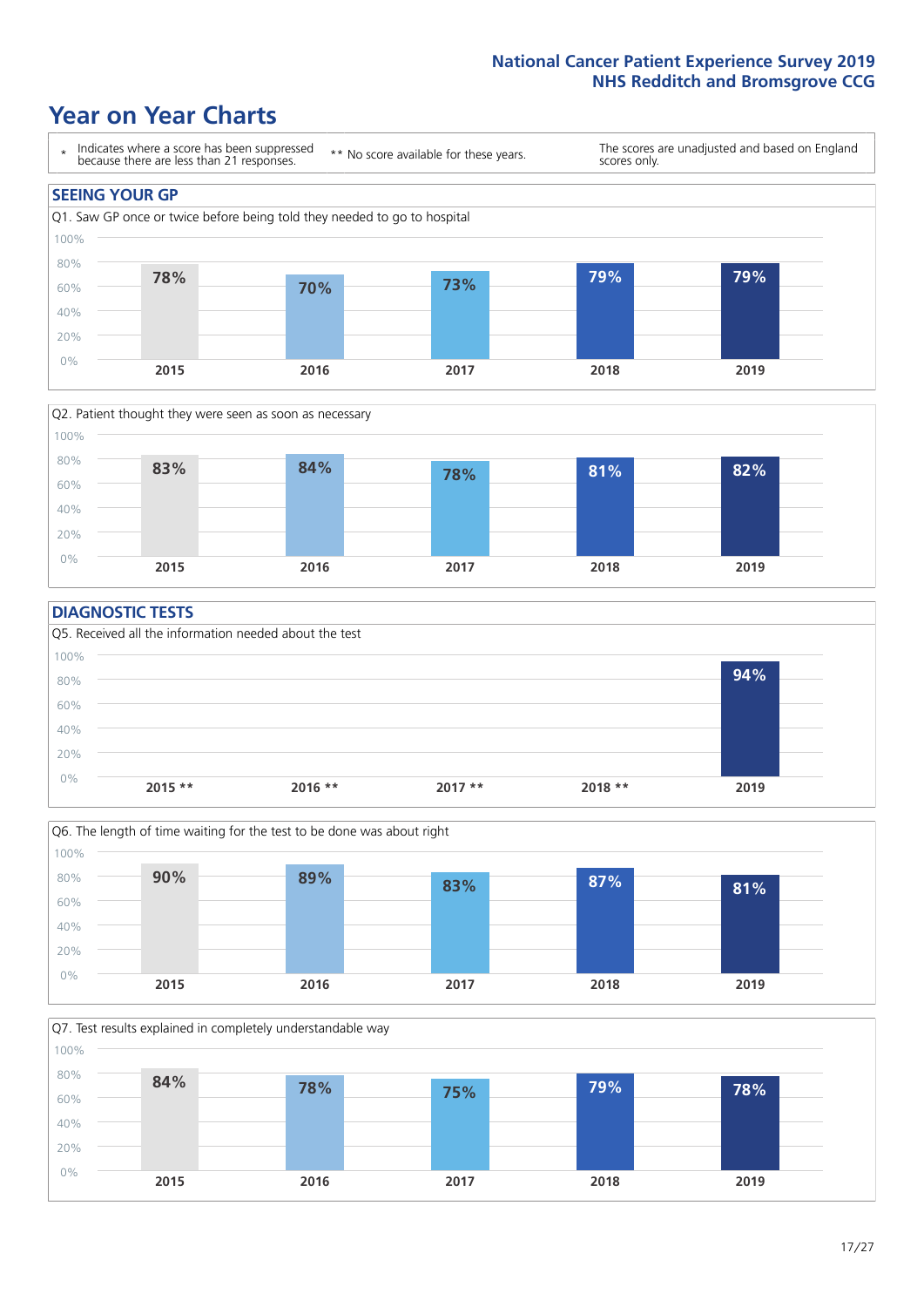National Cancer Patient Experience Survey 2019
NHS Redditch and Bromsgrove CCG

# Year on Year Charts

\* Indicates where a score has been suppressed because there are less than 21 responses.

** No score available for these years.

The scores are unadjusted and based on England scores only.

## SEEING YOUR GP

Q1. Saw GP once or twice before being told they needed to go to hospital

| 2015 | 2016 | 2017 | 2018 | 2019 |
|---|---|---|---|---|
| 78% | 70% | 73% | 79% | 79% |

Q2. Patient thought they were seen as soon as necessary

| 2015 | 2016 | 2017 | 2018 | 2019 |
|---|---|---|---|---|
| 83% | 84% | 78% | 81% | 82% |

## DIAGNOSTIC TESTS

Q5. Received all the information needed about the test

| 2015 ** | 2016 ** | 2017 ** | 2018 ** | 2019 |
|---|---|---|---|---|
| | | | | 94% |

Q6. The length of time waiting for the test to be done was about right

| 2015 | 2016 | 2017 | 2018 | 2019 |
|---|---|---|---|---|
| 90% | 89% | 83% | 87% | 81% |

Q7. Test results explained in completely understandable way

| 2015 | 2016 | 2017 | 2018 | 2019 |
|---|---|---|---|---|
| 84% | 78% | 75% | 79% | 78% |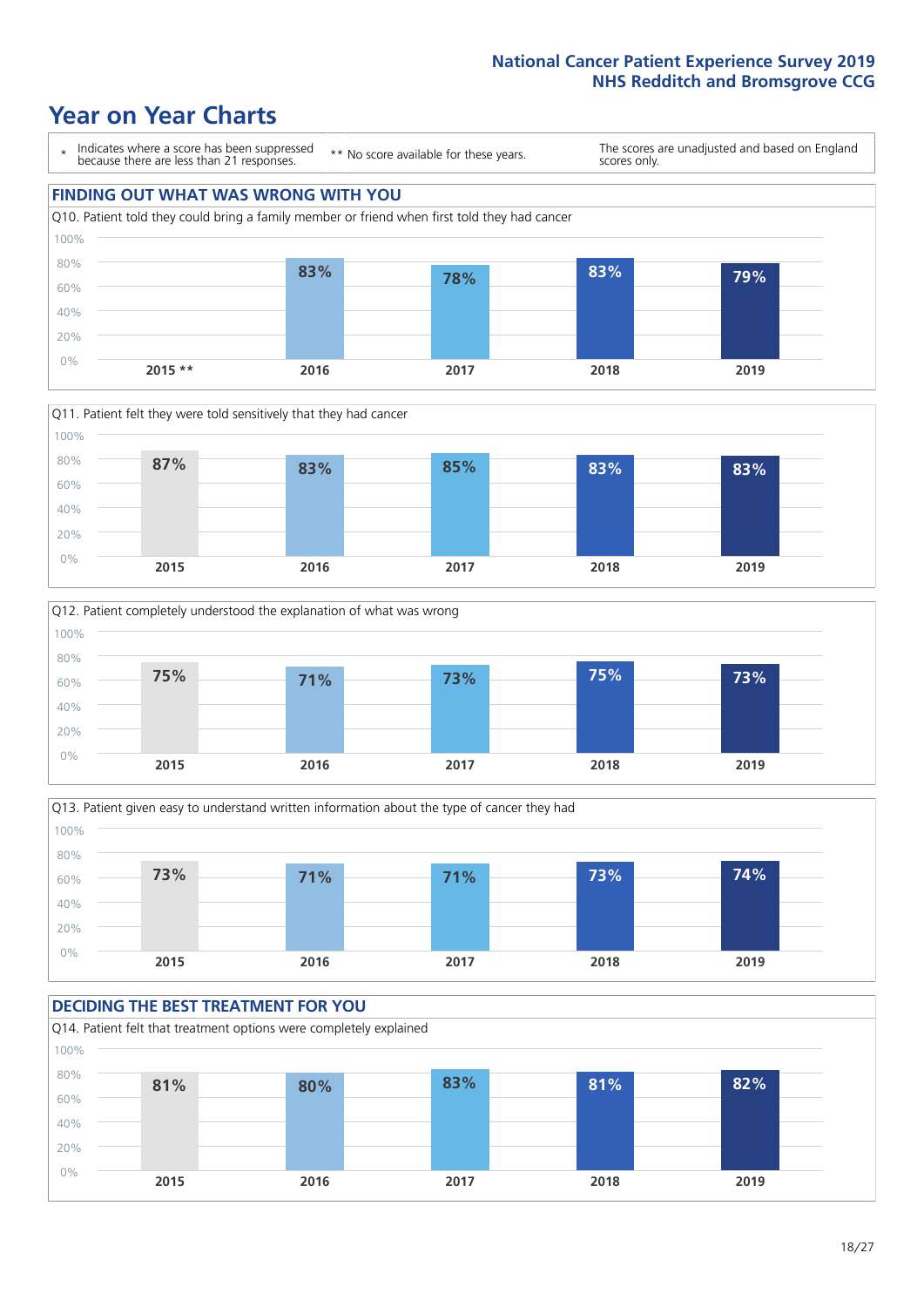# Year on Year Charts

\* Indicates where a score has been suppressed because there are less than 21 responses.

** No score available for these years.

The scores are unadjusted and based on England scores only.

## FINDING OUT WHAT WAS WRONG WITH YOU

Q10. Patient told they could bring a family member or friend when first told they had cancer

| 2015 ** | 2016 | 2017 | 2018 | 2019 |
|---|---|---|---|---|
| | 83% | 78% | 83% | 79% |

Q11. Patient felt they were told sensitively that they had cancer

| 2015 | 2016 | 2017 | 2018 | 2019 |
|---|---|---|---|---|
| 87% | 83% | 85% | 83% | 83% |

Q12. Patient completely understood the explanation of what was wrong

| 2015 | 2016 | 2017 | 2018 | 2019 |
|---|---|---|---|---|
| 75% | 71% | 73% | 75% | 73% |

Q13. Patient given easy to understand written information about the type of cancer they had

| 2015 | 2016 | 2017 | 2018 | 2019 |
|---|---|---|---|---|
| 73% | 71% | 71% | 73% | 74% |

## DECIDING THE BEST TREATMENT FOR YOU

Q14. Patient felt that treatment options were completely explained

| 2015 | 2016 | 2017 | 2018 | 2019 |
|---|---|---|---|---|
| 81% | 80% | 83% | 81% | 82% |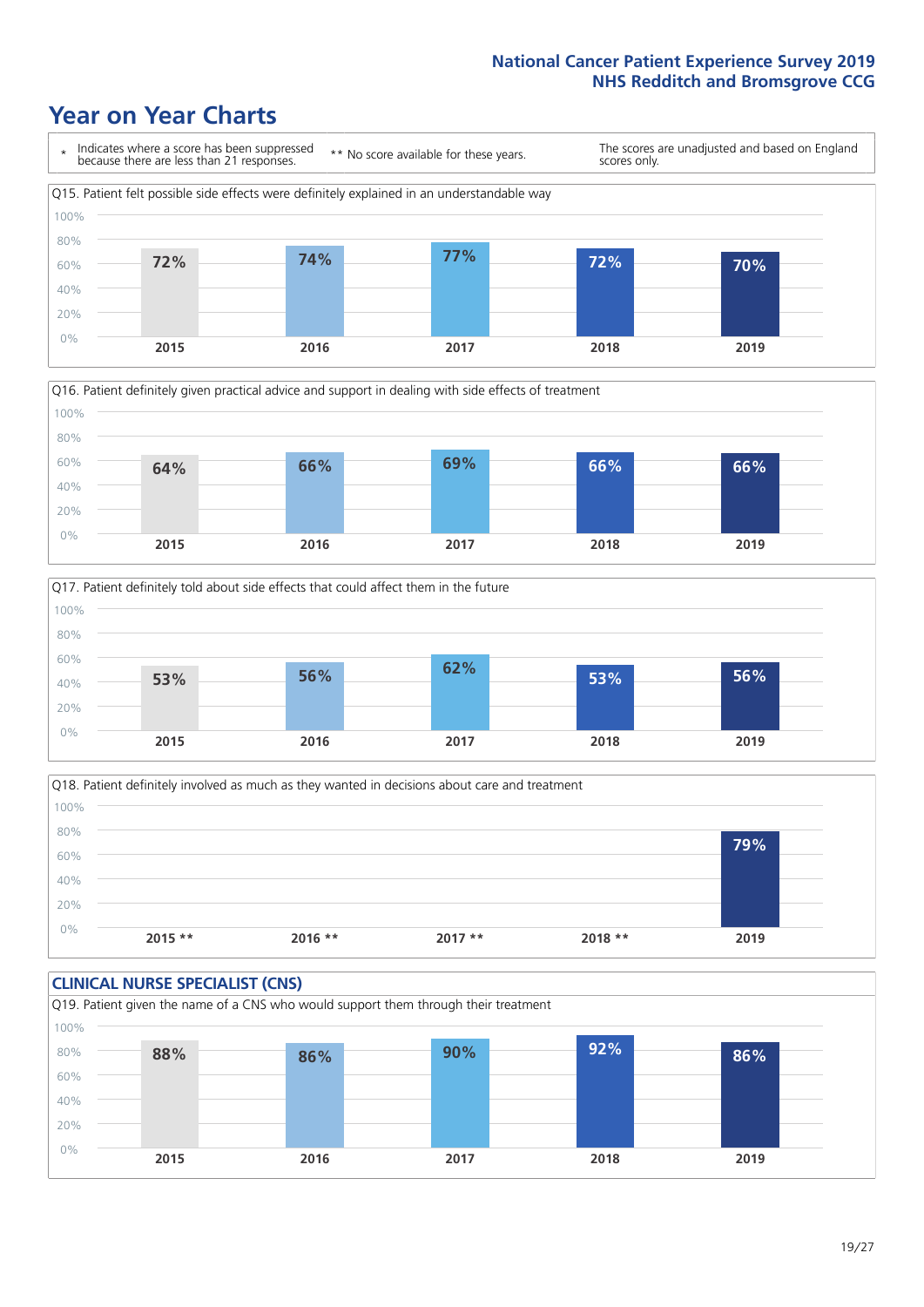# Year on Year Charts

\* Indicates where a score has been suppressed because there are less than 21 responses.

\*\* No score available for these years.

The scores are unadjusted and based on England scores only.

Q15. Patient felt possible side effects were definitely explained in an understandable way

| 2015 | 2016 | 2017 | 2018 | 2019 |
|---|---|---|---|---|
| 72% | 74% | 77% | 72% | 70% |

Q16. Patient definitely given practical advice and support in dealing with side effects of treatment

| 2015 | 2016 | 2017 | 2018 | 2019 |
|---|---|---|---|---|
| 64% | 66% | 69% | 66% | 66% |

Q17. Patient definitely told about side effects that could affect them in the future

| 2015 | 2016 | 2017 | 2018 | 2019 |
|---|---|---|---|---|
| 53% | 56% | 62% | 53% | 56% |

Q18. Patient definitely involved as much as they wanted in decisions about care and treatment

| 2015 ** | 2016 ** | 2017 ** | 2018 ** | 2019 |
|---|---|---|---|---|
| | | | | 79% |

## CLINICAL NURSE SPECIALIST (CNS)

Q19. Patient given the name of a CNS who would support them through their treatment

| 2015 | 2016 | 2017 | 2018 | 2019 |
|---|---|---|---|---|
| 88% | 86% | 90% | 92% | 86% |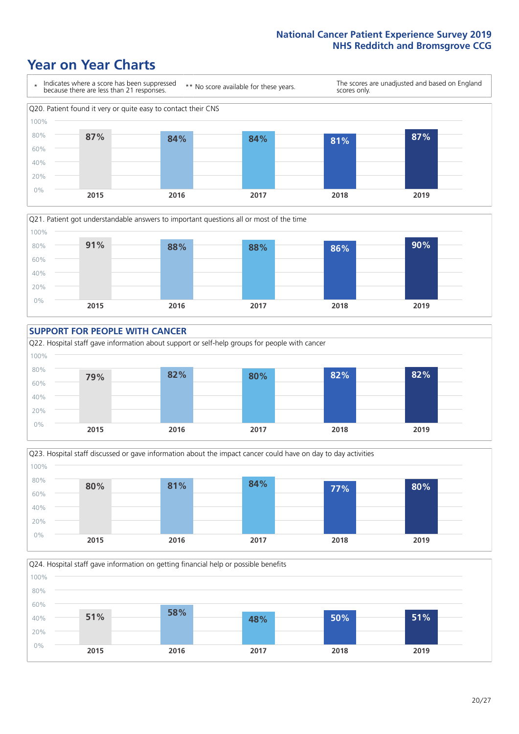# Year on Year Charts

| * Indicates where a score has been suppressed because there are less than 21 responses. | ** No score available for these years. | The scores are unadjusted and based on England scores only. |
|---|---|---|

Q20. Patient found it very or quite easy to contact their CNS

| 2015 | 2016 | 2017 | 2018 | 2019 |
|---|---|---|---|---|
| 87% | 84% | 84% | 81% | 87% |

Q21. Patient got understandable answers to important questions all or most of the time

| 2015 | 2016 | 2017 | 2018 | 2019 |
|---|---|---|---|---|
| 91% | 88% | 88% | 86% | 90% |

## SUPPORT FOR PEOPLE WITH CANCER

Q22. Hospital staff gave information about support or self-help groups for people with cancer

| 2015 | 2016 | 2017 | 2018 | 2019 |
|---|---|---|---|---|
| 79% | 82% | 80% | 82% | 82% |

Q23. Hospital staff discussed or gave information about the impact cancer could have on day to day activities

| 2015 | 2016 | 2017 | 2018 | 2019 |
|---|---|---|---|---|
| 80% | 81% | 84% | 77% | 80% |

Q24. Hospital staff gave information on getting financial help or possible benefits

| 2015 | 2016 | 2017 | 2018 | 2019 |
|---|---|---|---|---|
| 51% | 58% | 48% | 50% | 51% |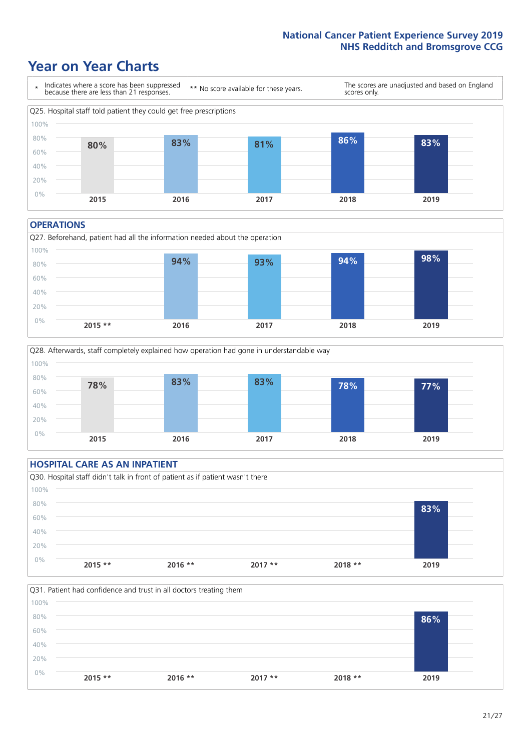# Year on Year Charts

\* Indicates where a score has been suppressed because there are less than 21 responses.

\*\* No score available for these years.

The scores are unadjusted and based on England scores only.

Q25. Hospital staff told patient they could get free prescriptions

| 2015 | 2016 | 2017 | 2018 | 2019 |
|---|---|---|---|---|
| 80% | 83% | 81% | 86% | 83% |

## OPERATIONS

Q27. Beforehand, patient had all the information needed about the operation

| 2015 ** | 2016 | 2017 | 2018 | 2019 |
|---|---|---|---|---|
| | 94% | 93% | 94% | 98% |

Q28. Afterwards, staff completely explained how operation had gone in understandable way

| 2015 | 2016 | 2017 | 2018 | 2019 |
|---|---|---|---|---|
| 78% | 83% | 83% | 78% | 77% |

## HOSPITAL CARE AS AN INPATIENT

Q30. Hospital staff didn't talk in front of patient as if patient wasn't there

| 2015 ** | 2016 ** | 2017 ** | 2018 ** | 2019 |
|---|---|---|---|---|
| | | | | 83% |

Q31. Patient had confidence and trust in all doctors treating them

| 2015 ** | 2016 ** | 2017 ** | 2018 ** | 2019 |
|---|---|---|---|---|
| | | | | 86% |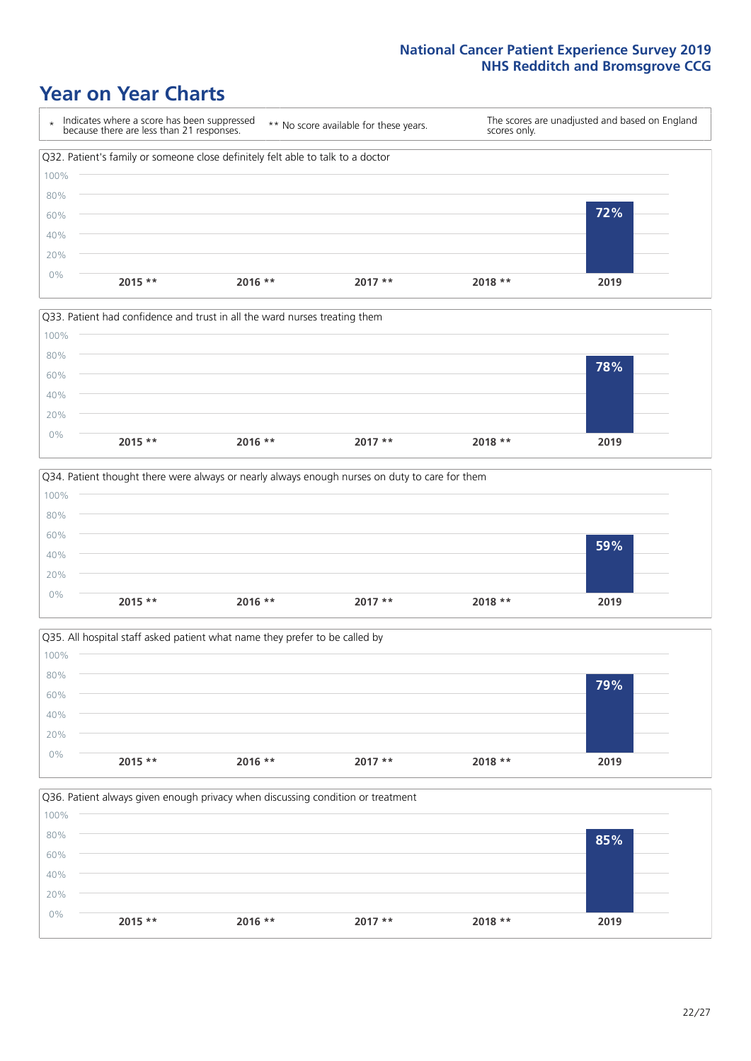# Year on Year Charts

\* Indicates where a score has been suppressed because there are less than 21 responses.

** No score available for these years.

The scores are unadjusted and based on England scores only.

Q32. Patient's family or someone close definitely felt able to talk to a doctor

| 2015 ** | 2016 ** | 2017 ** | 2018 ** | 2019 |
|---|---|---|---|---|
| | | | | 72% |

Q33. Patient had confidence and trust in all the ward nurses treating them

| 2015 ** | 2016 ** | 2017 ** | 2018 ** | 2019 |
|---|---|---|---|---|
| | | | | 78% |

Q34. Patient thought there were always or nearly always enough nurses on duty to care for them

| 2015 ** | 2016 ** | 2017 ** | 2018 ** | 2019 |
|---|---|---|---|---|
| | | | | 59% |

Q35. All hospital staff asked patient what name they prefer to be called by

| 2015 ** | 2016 ** | 2017 ** | 2018 ** | 2019 |
|---|---|---|---|---|
| | | | | 79% |

Q36. Patient always given enough privacy when discussing condition or treatment

| 2015 ** | 2016 ** | 2017 ** | 2018 ** | 2019 |
|---|---|---|---|---|
| | | | | 85% |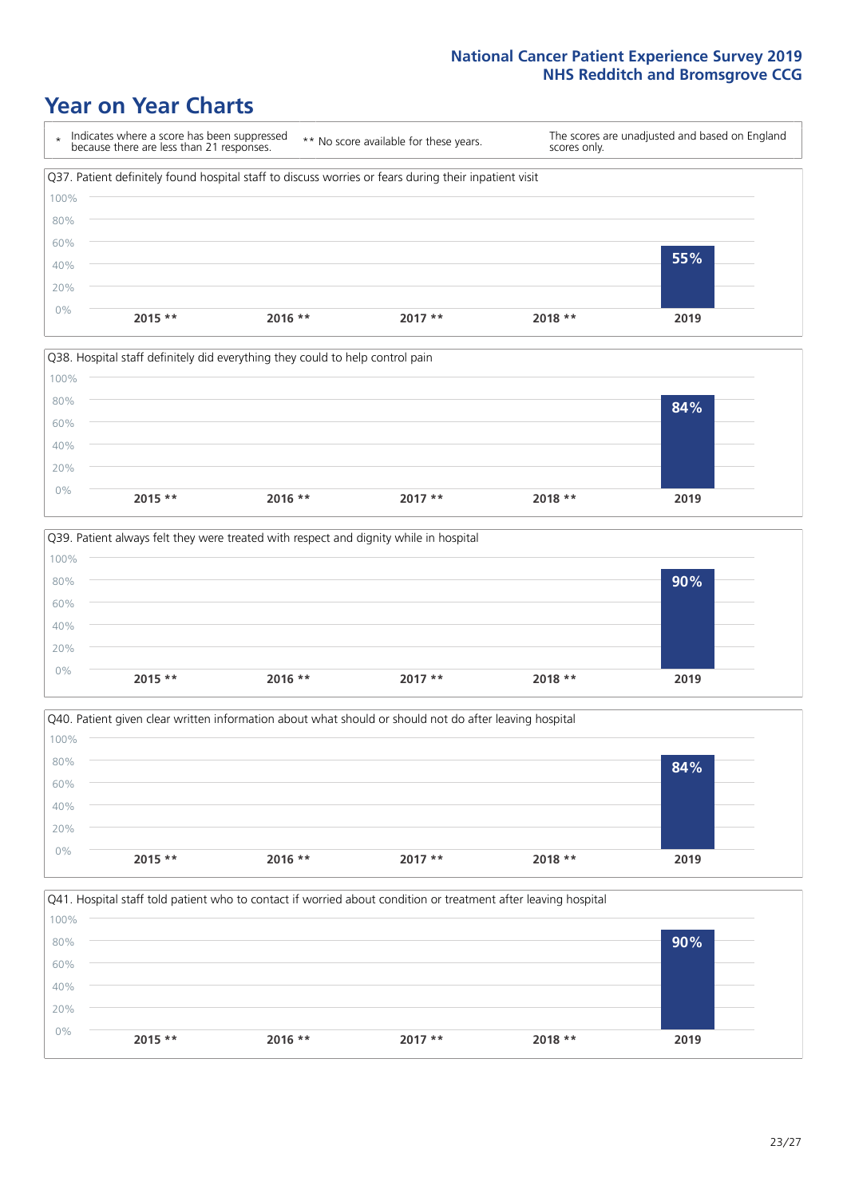# Year on Year Charts

\* Indicates where a score has been suppressed because there are less than 21 responses.

\*\* No score available for these years.

The scores are unadjusted and based on England scores only.

Q37. Patient definitely found hospital staff to discuss worries or fears during their inpatient visit

| 2015 ** | 2016 ** | 2017 ** | 2018 ** | 2019 |
|---|---|---|---|---|
| | | | | 55% |

Q38. Hospital staff definitely did everything they could to help control pain

| 2015 ** | 2016 ** | 2017 ** | 2018 ** | 2019 |
|---|---|---|---|---|
| | | | | 84% |

Q39. Patient always felt they were treated with respect and dignity while in hospital

| 2015 ** | 2016 ** | 2017 ** | 2018 ** | 2019 |
|---|---|---|---|---|
| | | | | 90% |

Q40. Patient given clear written information about what should or should not do after leaving hospital

| 2015 ** | 2016 ** | 2017 ** | 2018 ** | 2019 |
|---|---|---|---|---|
| | | | | 84% |

Q41. Hospital staff told patient who to contact if worried about condition or treatment after leaving hospital

| 2015 ** | 2016 ** | 2017 ** | 2018 ** | 2019 |
|---|---|---|---|---|
| | | | | 90% |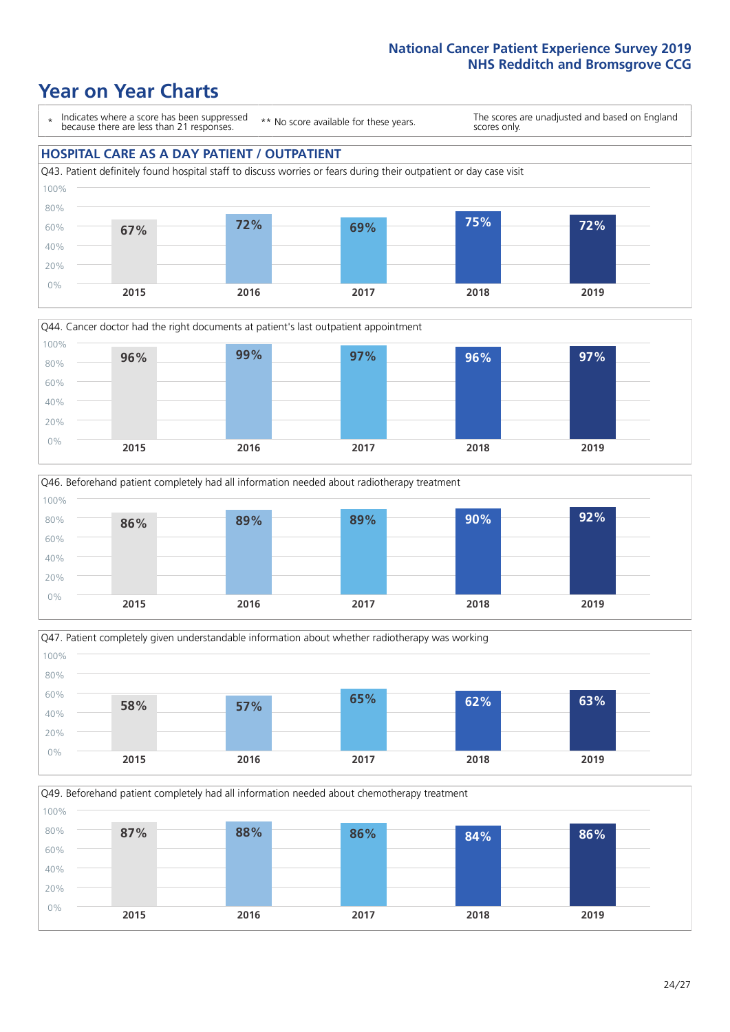# Year on Year Charts

\* Indicates where a score has been suppressed because there are less than 21 responses.

\*\* No score available for these years.

The scores are unadjusted and based on England scores only.

## HOSPITAL CARE AS A DAY PATIENT / OUTPATIENT

Q43. Patient definitely found hospital staff to discuss worries or fears during their outpatient or day case visit

| 2015 | 2016 | 2017 | 2018 | 2019 |
|---|---|---|---|---|
| 67% | 72% | 69% | 75% | 72% |

Q44. Cancer doctor had the right documents at patient's last outpatient appointment

| 2015 | 2016 | 2017 | 2018 | 2019 |
|---|---|---|---|---|
| 96% | 99% | 97% | 96% | 97% |

Q46. Beforehand patient completely had all information needed about radiotherapy treatment

| 2015 | 2016 | 2017 | 2018 | 2019 |
|---|---|---|---|---|
| 86% | 89% | 89% | 90% | 92% |

Q47. Patient completely given understandable information about whether radiotherapy was working

| 2015 | 2016 | 2017 | 2018 | 2019 |
|---|---|---|---|---|
| 58% | 57% | 65% | 62% | 63% |

Q49. Beforehand patient completely had all information needed about chemotherapy treatment

| 2015 | 2016 | 2017 | 2018 | 2019 |
|---|---|---|---|---|
| 87% | 88% | 86% | 84% | 86% |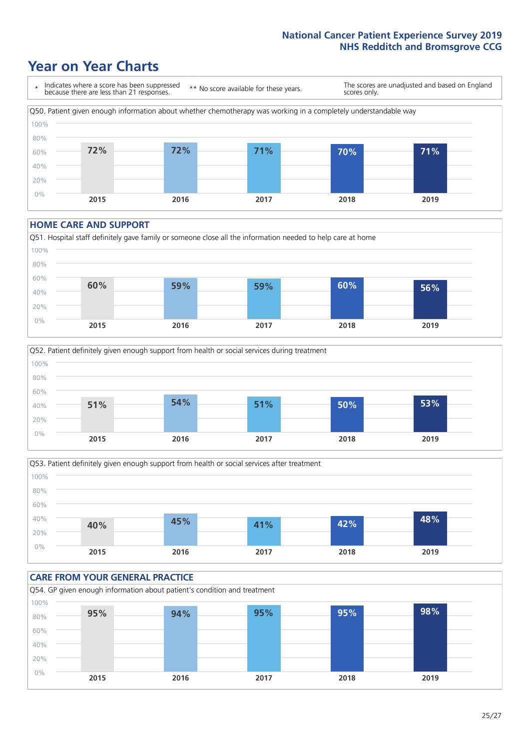National Cancer Patient Experience Survey 2019
NHS Redditch and Bromsgrove CCG

# Year on Year Charts

\* Indicates where a score has been suppressed because there are less than 21 responses.

** No score available for these years.

The scores are unadjusted and based on England scores only.

Q50. Patient given enough information about whether chemotherapy was working in a completely understandable way

| 2015 | 2016 | 2017 | 2018 | 2019 |
|---|---|---|---|---|
| 72% | 72% | 71% | 70% | 71% |

## HOME CARE AND SUPPORT

Q51. Hospital staff definitely gave family or someone close all the information needed to help care at home

| 2015 | 2016 | 2017 | 2018 | 2019 |
|---|---|---|---|---|
| 60% | 59% | 59% | 60% | 56% |

Q52. Patient definitely given enough support from health or social services during treatment

| 2015 | 2016 | 2017 | 2018 | 2019 |
|---|---|---|---|---|
| 51% | 54% | 51% | 50% | 53% |

Q53. Patient definitely given enough support from health or social services after treatment

| 2015 | 2016 | 2017 | 2018 | 2019 |
|---|---|---|---|---|
| 40% | 45% | 41% | 42% | 48% |

## CARE FROM YOUR GENERAL PRACTICE

Q54. GP given enough information about patient's condition and treatment

| 2015 | 2016 | 2017 | 2018 | 2019 |
|---|---|---|---|---|
| 95% | 94% | 95% | 95% | 98% |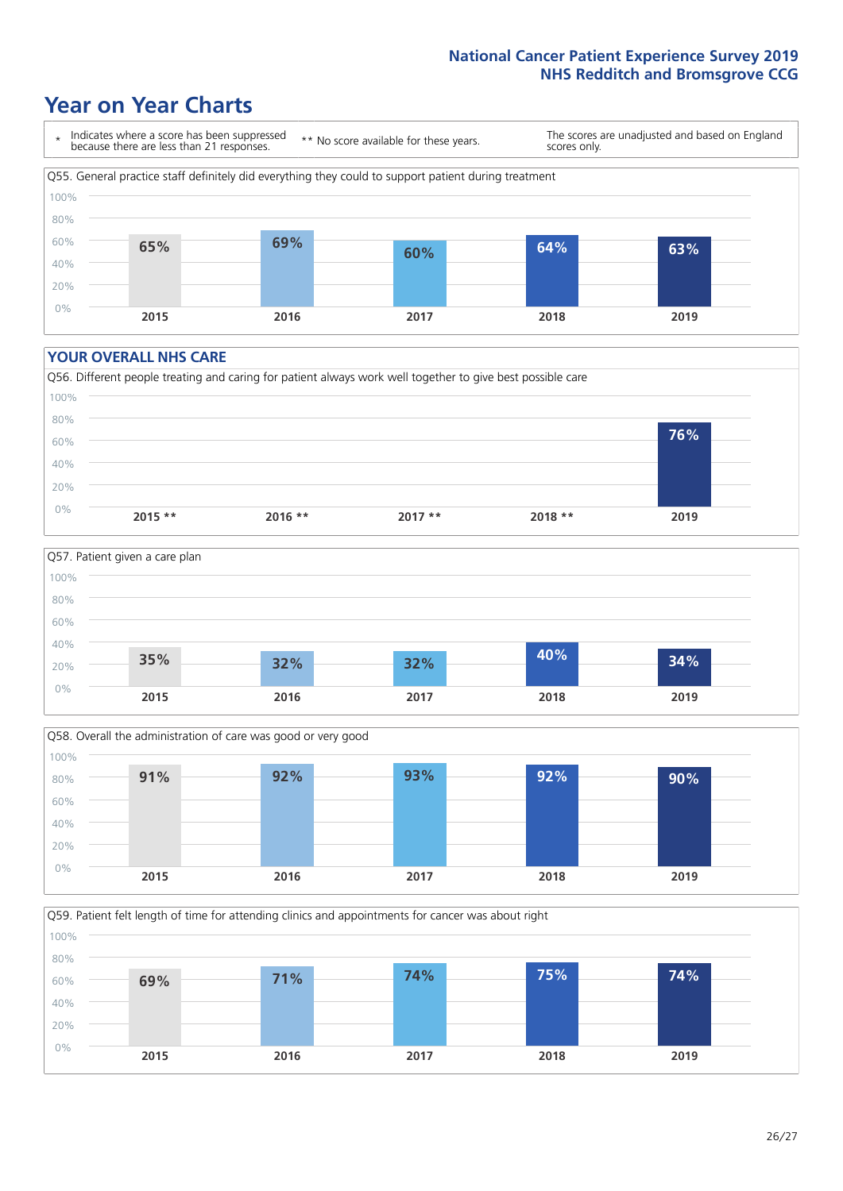## Year on Year Charts

\* Indicates where a score has been suppressed because there are less than 21 responses.

\*\* No score available for these years.

The scores are unadjusted and based on England scores only.

Q55. General practice staff definitely did everything they could to support patient during treatment

| 2015 | 2016 | 2017 | 2018 | 2019 |
|---|---|---|---|---|
| 65% | 69% | 60% | 64% | 63% |

### YOUR OVERALL NHS CARE

Q56. Different people treating and caring for patient always work well together to give best possible care

| 2015 ** | 2016 ** | 2017 ** | 2018 ** | 2019 |
|---|---|---|---|---|
| | | | | 76% |

Q57. Patient given a care plan

| 2015 | 2016 | 2017 | 2018 | 2019 |
|---|---|---|---|---|
| 35% | 32% | 32% | 40% | 34% |

Q58. Overall the administration of care was good or very good

| 2015 | 2016 | 2017 | 2018 | 2019 |
|---|---|---|---|---|
| 91% | 92% | 93% | 92% | 90% |

Q59. Patient felt length of time for attending clinics and appointments for cancer was about right

| 2015 | 2016 | 2017 | 2018 | 2019 |
|---|---|---|---|---|
| 69% | 71% | 74% | 75% | 74% |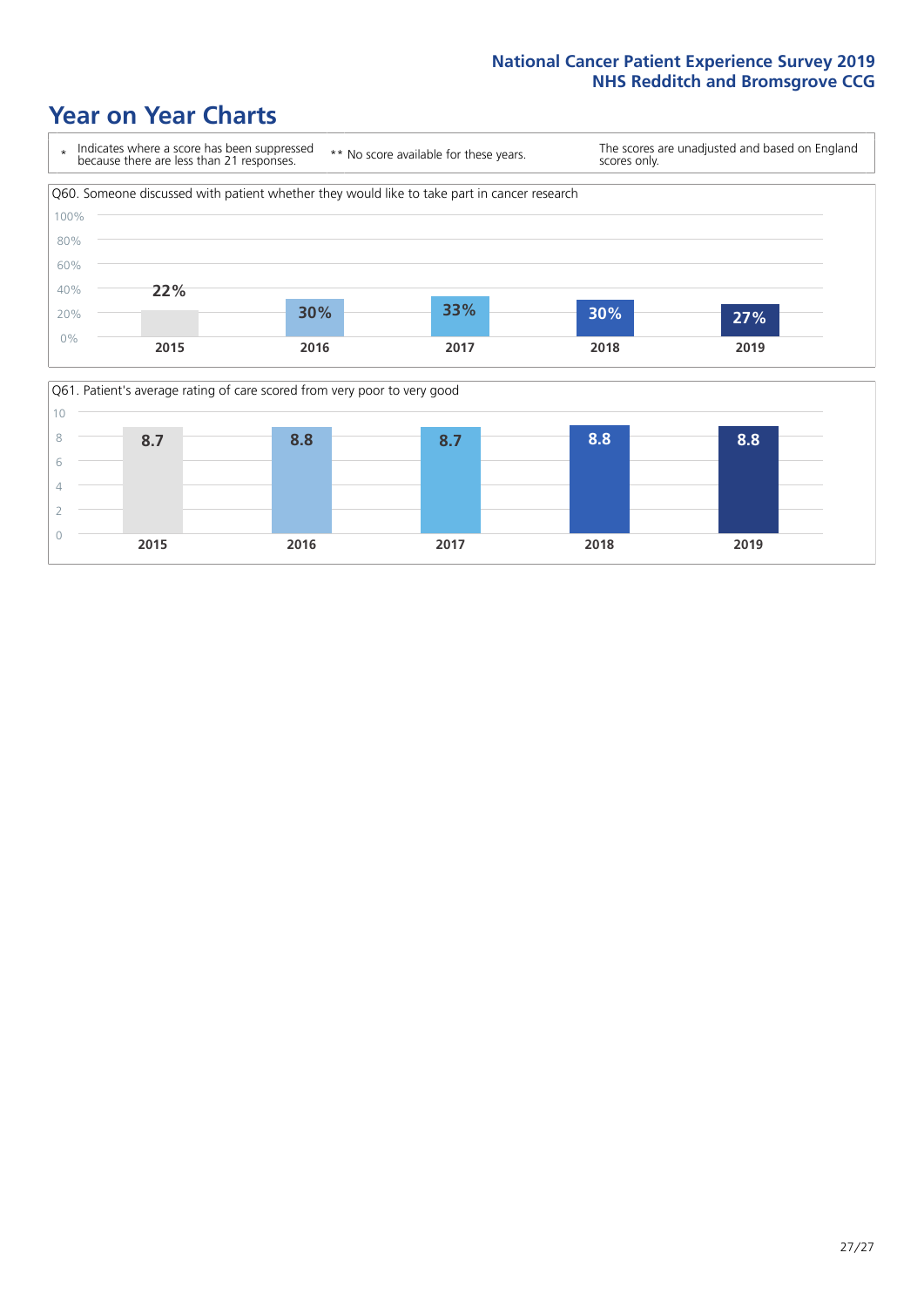# Year on Year Charts

\* Indicates where a score has been suppressed because there are less than 21 responses.

** No score available for these years.

The scores are unadjusted and based on England scores only.

Q60. Someone discussed with patient whether they would like to take part in cancer research

100%
80%
60%
40%
20%
0%

22%
30%
33%
30%
27%

2015
2016
2017
2018
2019

Q61. Patient's average rating of care scored from very poor to very good

10
8
6
4
2
0

8.7
8.8
8.7
8.8
8.8

2015
2016
2017
2018
2019